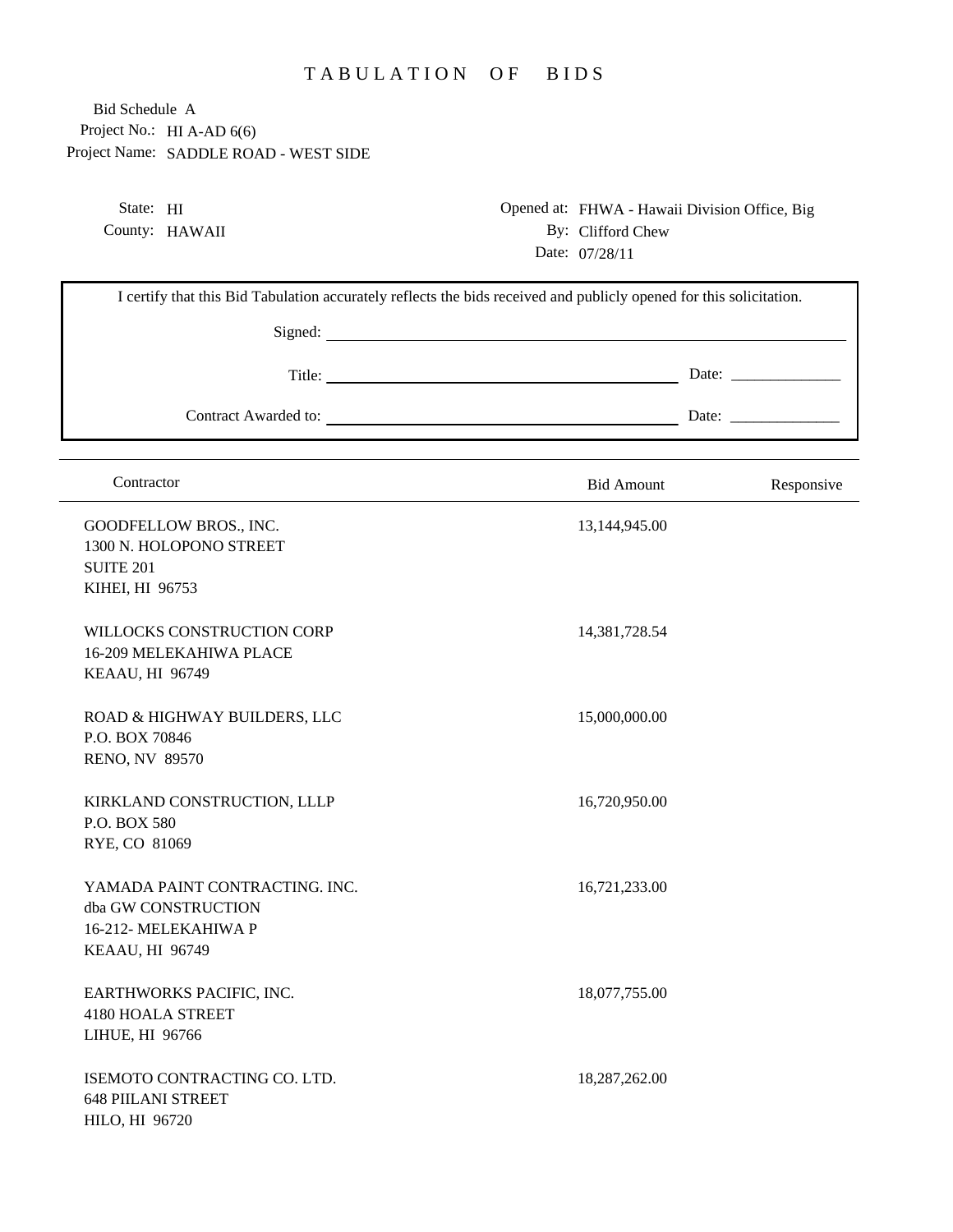# TABULATION OF BIDS

Bid Schedule A
Project No.: HI A-AD 6(6)
Project Name: SADDLE ROAD - WEST SIDE

State: HI
County: HAWAII

Opened at: FHWA - Hawaii Division Office, Big
By: Clifford Chew
Date: 07/28/11

I certify that this Bid Tabulation accurately reflects the bids received and publicly opened for this solicitation.

Signed: ______________________________

Title: ______________________________ Date: ______________

Contract Awarded to: ______________________________ Date: ______________

| Contractor | Bid Amount | Responsive |
|---|---|---|
| GOODFELLOW BROS., INC.<br>1300 N. HOLOPONO STREET<br>SUITE 201<br>KIHEI, HI 96753 | 13,144,945.00 | |
| WILLOCKS CONSTRUCTION CORP<br>16-209 MELEKAHIWA PLACE<br>KEAAU, HI 96749 | 14,381,728.54 | |
| ROAD & HIGHWAY BUILDERS, LLC<br>P.O. BOX 70846<br>RENO, NV 89570 | 15,000,000.00 | |
| KIRKLAND CONSTRUCTION, LLLP<br>P.O. BOX 580<br>RYE, CO 81069 | 16,720,950.00 | |
| YAMADA PAINT CONTRACTING. INC.<br>dba GW CONSTRUCTION<br>16-212- MELEKAHIWA P<br>KEAAU, HI 96749 | 16,721,233.00 | |
| EARTHWORKS PACIFIC, INC.<br>4180 HOALA STREET<br>LIHUE, HI 96766 | 18,077,755.00 | |
| ISEMOTO CONTRACTING CO. LTD.<br>648 PIILANI STREET<br>HILO, HI 96720 | 18,287,262.00 | |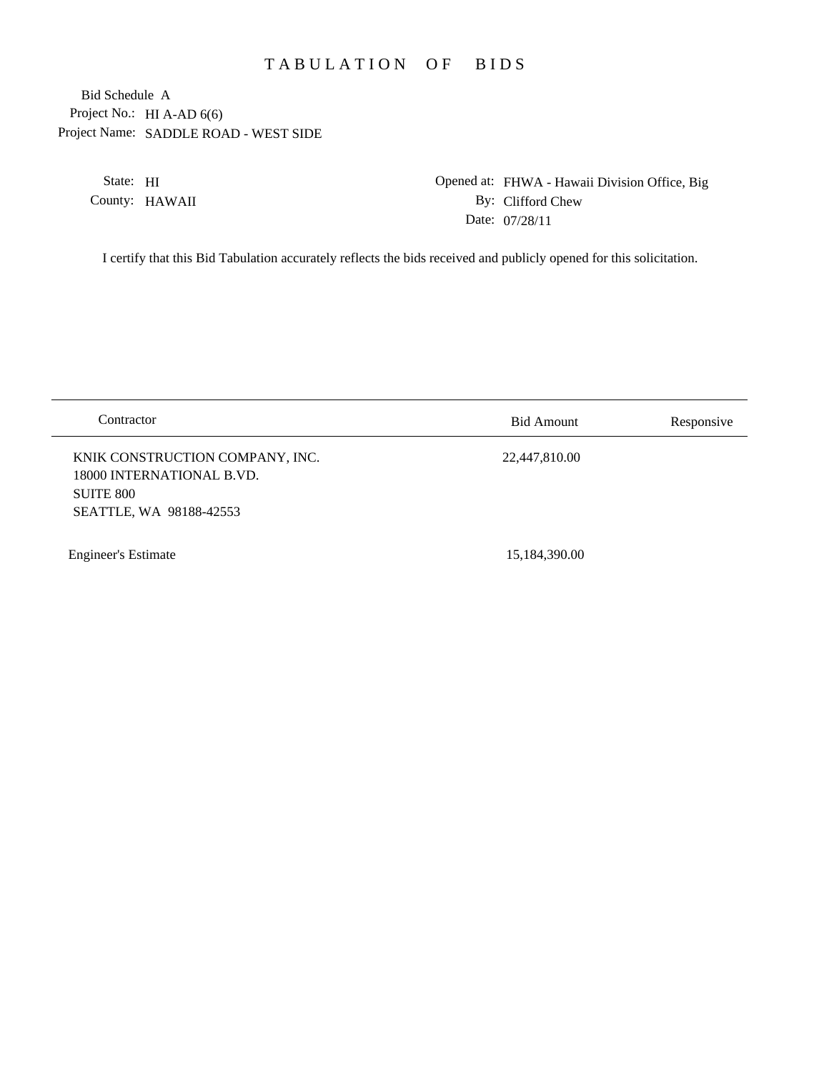# TABULATION OF BIDS

Bid Schedule A
Project No.: HI A-AD 6(6)
Project Name: SADDLE ROAD - WEST SIDE

State: HI
County: HAWAII

Opened at: FHWA - Hawaii Division Office, Big
By: Clifford Chew
Date: 07/28/11

I certify that this Bid Tabulation accurately reflects the bids received and publicly opened for this solicitation.

| Contractor | Bid Amount | Responsive |
|---|---|---|
| KNIK CONSTRUCTION COMPANY, INC.<br>18000 INTERNATIONAL B.VD.<br>SUITE 800<br>SEATTLE, WA 98188-42553 | 22,447,810.00 | |
| Engineer's Estimate | 15,184,390.00 | |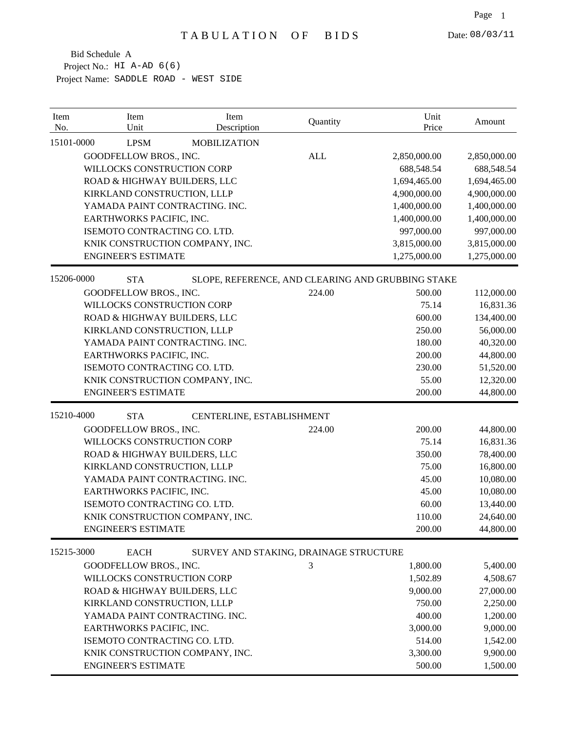# TABULATION OF BIDS

Date: 08/03/11

Bid Schedule A

Project No.: HI A-AD 6(6)

Project Name: SADDLE ROAD - WEST SIDE

| Item No. | Item Unit | Item Description | Quantity | Unit Price | Amount |
|---|---|---|---|---|---|
| 15101-0000 | LPSM | MOBILIZATION | | | |
| | GOODFELLOW BROS., INC. | | ALL | 2,850,000.00 | 2,850,000.00 |
| | WILLOCKS CONSTRUCTION CORP | | | 688,548.54 | 688,548.54 |
| | ROAD & HIGHWAY BUILDERS, LLC | | | 1,694,465.00 | 1,694,465.00 |
| | KIRKLAND CONSTRUCTION, LLLP | | | 4,900,000.00 | 4,900,000.00 |
| | YAMADA PAINT CONTRACTING. INC. | | | 1,400,000.00 | 1,400,000.00 |
| | EARTHWORKS PACIFIC, INC. | | | 1,400,000.00 | 1,400,000.00 |
| | ISEMOTO CONTRACTING CO. LTD. | | | 997,000.00 | 997,000.00 |
| | KNIK CONSTRUCTION COMPANY, INC. | | | 3,815,000.00 | 3,815,000.00 |
| | ENGINEER'S ESTIMATE | | | 1,275,000.00 | 1,275,000.00 |
| 15206-0000 | STA | SLOPE, REFERENCE, AND CLEARING AND GRUBBING STAKE | | | |
| | GOODFELLOW BROS., INC. | | 224.00 | 500.00 | 112,000.00 |
| | WILLOCKS CONSTRUCTION CORP | | | 75.14 | 16,831.36 |
| | ROAD & HIGHWAY BUILDERS, LLC | | | 600.00 | 134,400.00 |
| | KIRKLAND CONSTRUCTION, LLLP | | | 250.00 | 56,000.00 |
| | YAMADA PAINT CONTRACTING. INC. | | | 180.00 | 40,320.00 |
| | EARTHWORKS PACIFIC, INC. | | | 200.00 | 44,800.00 |
| | ISEMOTO CONTRACTING CO. LTD. | | | 230.00 | 51,520.00 |
| | KNIK CONSTRUCTION COMPANY, INC. | | | 55.00 | 12,320.00 |
| | ENGINEER'S ESTIMATE | | | 200.00 | 44,800.00 |
| 15210-4000 | STA | CENTERLINE, ESTABLISHMENT | | | |
| | GOODFELLOW BROS., INC. | | 224.00 | 200.00 | 44,800.00 |
| | WILLOCKS CONSTRUCTION CORP | | | 75.14 | 16,831.36 |
| | ROAD & HIGHWAY BUILDERS, LLC | | | 350.00 | 78,400.00 |
| | KIRKLAND CONSTRUCTION, LLLP | | | 75.00 | 16,800.00 |
| | YAMADA PAINT CONTRACTING. INC. | | | 45.00 | 10,080.00 |
| | EARTHWORKS PACIFIC, INC. | | | 45.00 | 10,080.00 |
| | ISEMOTO CONTRACTING CO. LTD. | | | 60.00 | 13,440.00 |
| | KNIK CONSTRUCTION COMPANY, INC. | | | 110.00 | 24,640.00 |
| | ENGINEER'S ESTIMATE | | | 200.00 | 44,800.00 |
| 15215-3000 | EACH | SURVEY AND STAKING, DRAINAGE STRUCTURE | | | |
| | GOODFELLOW BROS., INC. | | 3 | 1,800.00 | 5,400.00 |
| | WILLOCKS CONSTRUCTION CORP | | | 1,502.89 | 4,508.67 |
| | ROAD & HIGHWAY BUILDERS, LLC | | | 9,000.00 | 27,000.00 |
| | KIRKLAND CONSTRUCTION, LLLP | | | 750.00 | 2,250.00 |
| | YAMADA PAINT CONTRACTING. INC. | | | 400.00 | 1,200.00 |
| | EARTHWORKS PACIFIC, INC. | | | 3,000.00 | 9,000.00 |
| | ISEMOTO CONTRACTING CO. LTD. | | | 514.00 | 1,542.00 |
| | KNIK CONSTRUCTION COMPANY, INC. | | | 3,300.00 | 9,900.00 |
| | ENGINEER'S ESTIMATE | | | 500.00 | 1,500.00 |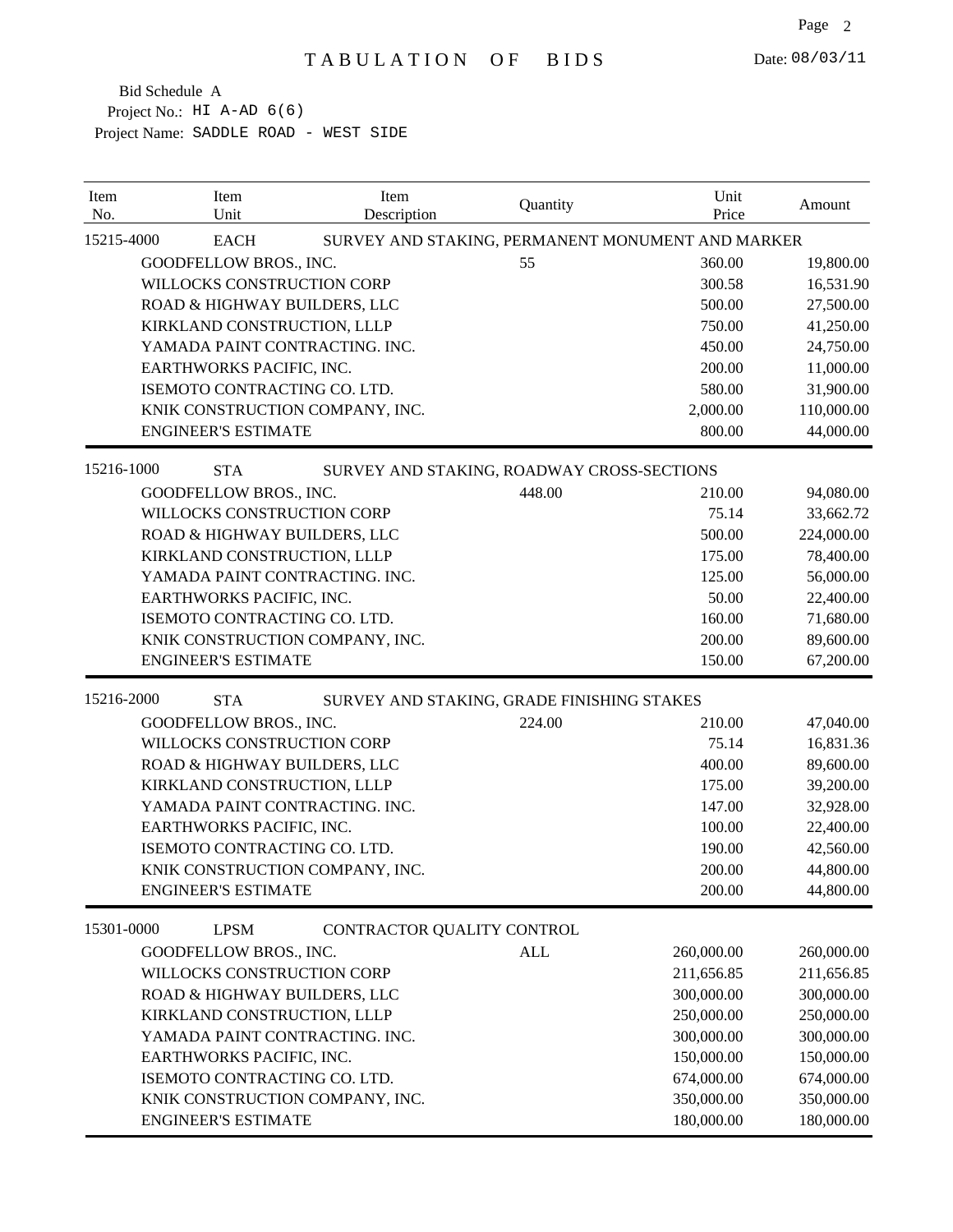# TABULATION OF BIDS

Date: 08/03/11

Bid Schedule A
Project No.: HI A-AD 6(6)
Project Name: SADDLE ROAD - WEST SIDE

| Item No. | Item Unit | Item Description | Quantity | Unit Price | Amount |
|---|---|---|---|---|---|
| 15215-4000 | EACH | SURVEY AND STAKING, PERMANENT MONUMENT AND MARKER | | | |
| | GOODFELLOW BROS., INC. | | 55 | 360.00 | 19,800.00 |
| | WILLOCKS CONSTRUCTION CORP | | | 300.58 | 16,531.90 |
| | ROAD & HIGHWAY BUILDERS, LLC | | | 500.00 | 27,500.00 |
| | KIRKLAND CONSTRUCTION, LLLP | | | 750.00 | 41,250.00 |
| | YAMADA PAINT CONTRACTING. INC. | | | 450.00 | 24,750.00 |
| | EARTHWORKS PACIFIC, INC. | | | 200.00 | 11,000.00 |
| | ISEMOTO CONTRACTING CO. LTD. | | | 580.00 | 31,900.00 |
| | KNIK CONSTRUCTION COMPANY, INC. | | | 2,000.00 | 110,000.00 |
| | ENGINEER'S ESTIMATE | | | 800.00 | 44,000.00 |
| 15216-1000 | STA | SURVEY AND STAKING, ROADWAY CROSS-SECTIONS | | | |
| | GOODFELLOW BROS., INC. | | 448.00 | 210.00 | 94,080.00 |
| | WILLOCKS CONSTRUCTION CORP | | | 75.14 | 33,662.72 |
| | ROAD & HIGHWAY BUILDERS, LLC | | | 500.00 | 224,000.00 |
| | KIRKLAND CONSTRUCTION, LLLP | | | 175.00 | 78,400.00 |
| | YAMADA PAINT CONTRACTING. INC. | | | 125.00 | 56,000.00 |
| | EARTHWORKS PACIFIC, INC. | | | 50.00 | 22,400.00 |
| | ISEMOTO CONTRACTING CO. LTD. | | | 160.00 | 71,680.00 |
| | KNIK CONSTRUCTION COMPANY, INC. | | | 200.00 | 89,600.00 |
| | ENGINEER'S ESTIMATE | | | 150.00 | 67,200.00 |
| 15216-2000 | STA | SURVEY AND STAKING, GRADE FINISHING STAKES | | | |
| | GOODFELLOW BROS., INC. | | 224.00 | 210.00 | 47,040.00 |
| | WILLOCKS CONSTRUCTION CORP | | | 75.14 | 16,831.36 |
| | ROAD & HIGHWAY BUILDERS, LLC | | | 400.00 | 89,600.00 |
| | KIRKLAND CONSTRUCTION, LLLP | | | 175.00 | 39,200.00 |
| | YAMADA PAINT CONTRACTING. INC. | | | 147.00 | 32,928.00 |
| | EARTHWORKS PACIFIC, INC. | | | 100.00 | 22,400.00 |
| | ISEMOTO CONTRACTING CO. LTD. | | | 190.00 | 42,560.00 |
| | KNIK CONSTRUCTION COMPANY, INC. | | | 200.00 | 44,800.00 |
| | ENGINEER'S ESTIMATE | | | 200.00 | 44,800.00 |
| 15301-0000 | LPSM | CONTRACTOR QUALITY CONTROL | | | |
| | GOODFELLOW BROS., INC. | | ALL | 260,000.00 | 260,000.00 |
| | WILLOCKS CONSTRUCTION CORP | | | 211,656.85 | 211,656.85 |
| | ROAD & HIGHWAY BUILDERS, LLC | | | 300,000.00 | 300,000.00 |
| | KIRKLAND CONSTRUCTION, LLLP | | | 250,000.00 | 250,000.00 |
| | YAMADA PAINT CONTRACTING. INC. | | | 300,000.00 | 300,000.00 |
| | EARTHWORKS PACIFIC, INC. | | | 150,000.00 | 150,000.00 |
| | ISEMOTO CONTRACTING CO. LTD. | | | 674,000.00 | 674,000.00 |
| | KNIK CONSTRUCTION COMPANY, INC. | | | 350,000.00 | 350,000.00 |
| | ENGINEER'S ESTIMATE | | | 180,000.00 | 180,000.00 |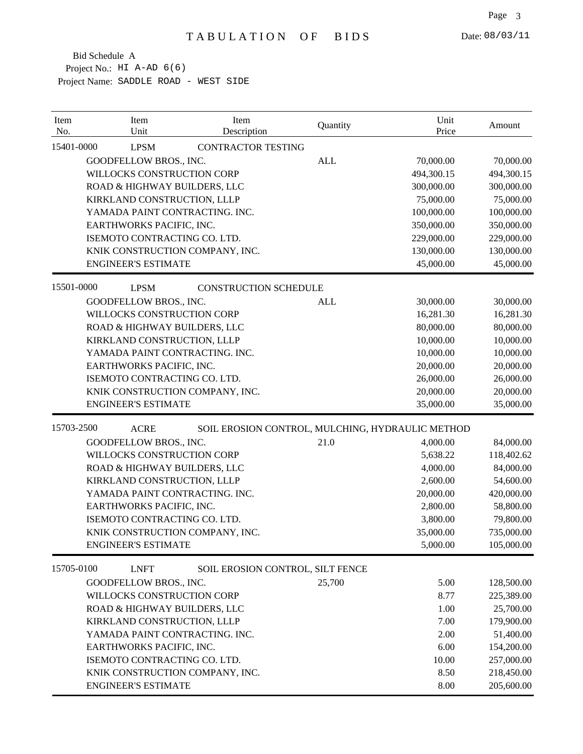# TABULATION OF BIDS

Date: 08/03/11

Bid Schedule A
Project No.: HI A-AD 6(6)
Project Name: SADDLE ROAD - WEST SIDE

| Item No. | Item Unit | Item Description | Quantity | Unit Price | Amount |
|---|---|---|---|---|---|
| 15401-0000 | LPSM | CONTRACTOR TESTING | | | |
| | GOODFELLOW BROS., INC. | | ALL | 70,000.00 | 70,000.00 |
| | WILLOCKS CONSTRUCTION CORP | | | 494,300.15 | 494,300.15 |
| | ROAD & HIGHWAY BUILDERS, LLC | | | 300,000.00 | 300,000.00 |
| | KIRKLAND CONSTRUCTION, LLLP | | | 75,000.00 | 75,000.00 |
| | YAMADA PAINT CONTRACTING. INC. | | | 100,000.00 | 100,000.00 |
| | EARTHWORKS PACIFIC, INC. | | | 350,000.00 | 350,000.00 |
| | ISEMOTO CONTRACTING CO. LTD. | | | 229,000.00 | 229,000.00 |
| | KNIK CONSTRUCTION COMPANY, INC. | | | 130,000.00 | 130,000.00 |
| | ENGINEER'S ESTIMATE | | | 45,000.00 | 45,000.00 |
| 15501-0000 | LPSM | CONSTRUCTION SCHEDULE | | | |
| | GOODFELLOW BROS., INC. | | ALL | 30,000.00 | 30,000.00 |
| | WILLOCKS CONSTRUCTION CORP | | | 16,281.30 | 16,281.30 |
| | ROAD & HIGHWAY BUILDERS, LLC | | | 80,000.00 | 80,000.00 |
| | KIRKLAND CONSTRUCTION, LLLP | | | 10,000.00 | 10,000.00 |
| | YAMADA PAINT CONTRACTING. INC. | | | 10,000.00 | 10,000.00 |
| | EARTHWORKS PACIFIC, INC. | | | 20,000.00 | 20,000.00 |
| | ISEMOTO CONTRACTING CO. LTD. | | | 26,000.00 | 26,000.00 |
| | KNIK CONSTRUCTION COMPANY, INC. | | | 20,000.00 | 20,000.00 |
| | ENGINEER'S ESTIMATE | | | 35,000.00 | 35,000.00 |
| 15703-2500 | ACRE | SOIL EROSION CONTROL, MULCHING, HYDRAULIC METHOD | | | |
| | GOODFELLOW BROS., INC. | | 21.0 | 4,000.00 | 84,000.00 |
| | WILLOCKS CONSTRUCTION CORP | | | 5,638.22 | 118,402.62 |
| | ROAD & HIGHWAY BUILDERS, LLC | | | 4,000.00 | 84,000.00 |
| | KIRKLAND CONSTRUCTION, LLLP | | | 2,600.00 | 54,600.00 |
| | YAMADA PAINT CONTRACTING. INC. | | | 20,000.00 | 420,000.00 |
| | EARTHWORKS PACIFIC, INC. | | | 2,800.00 | 58,800.00 |
| | ISEMOTO CONTRACTING CO. LTD. | | | 3,800.00 | 79,800.00 |
| | KNIK CONSTRUCTION COMPANY, INC. | | | 35,000.00 | 735,000.00 |
| | ENGINEER'S ESTIMATE | | | 5,000.00 | 105,000.00 |
| 15705-0100 | LNFT | SOIL EROSION CONTROL, SILT FENCE | | | |
| | GOODFELLOW BROS., INC. | | 25,700 | 5.00 | 128,500.00 |
| | WILLOCKS CONSTRUCTION CORP | | | 8.77 | 225,389.00 |
| | ROAD & HIGHWAY BUILDERS, LLC | | | 1.00 | 25,700.00 |
| | KIRKLAND CONSTRUCTION, LLLP | | | 7.00 | 179,900.00 |
| | YAMADA PAINT CONTRACTING. INC. | | | 2.00 | 51,400.00 |
| | EARTHWORKS PACIFIC, INC. | | | 6.00 | 154,200.00 |
| | ISEMOTO CONTRACTING CO. LTD. | | | 10.00 | 257,000.00 |
| | KNIK CONSTRUCTION COMPANY, INC. | | | 8.50 | 218,450.00 |
| | ENGINEER'S ESTIMATE | | | 8.00 | 205,600.00 |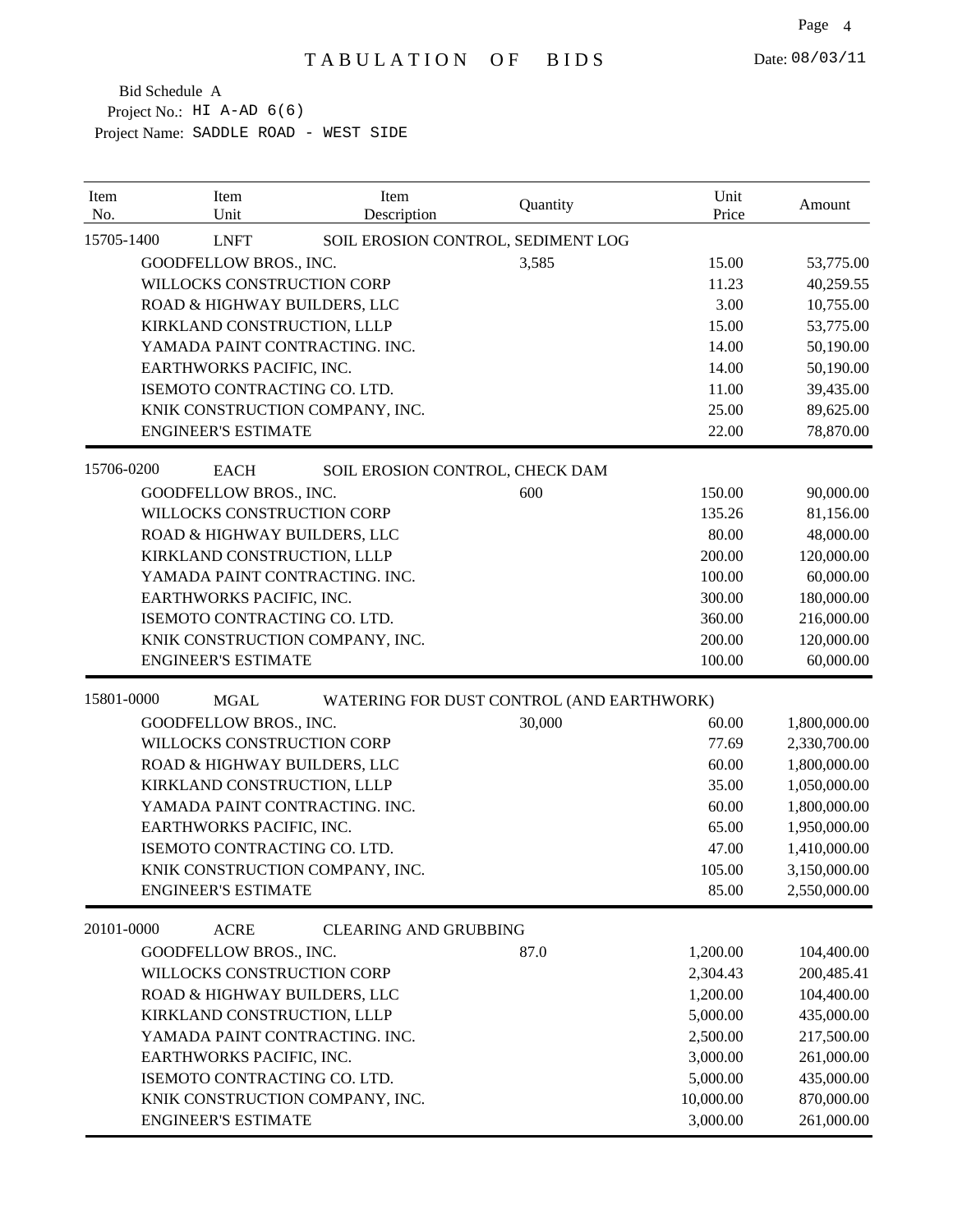# TABULATION OF BIDS

Date: 08/03/11

Bid Schedule A

Project No.: HI A-AD 6(6)

Project Name: SADDLE ROAD - WEST SIDE

| Item No. | Item Unit | Item Description | Quantity | Unit Price | Amount |
|---|---|---|---|---|---|
| 15705-1400 | LNFT | SOIL EROSION CONTROL, SEDIMENT LOG | | | |
| | GOODFELLOW BROS., INC. | | 3,585 | 15.00 | 53,775.00 |
| | WILLOCKS CONSTRUCTION CORP | | | 11.23 | 40,259.55 |
| | ROAD & HIGHWAY BUILDERS, LLC | | | 3.00 | 10,755.00 |
| | KIRKLAND CONSTRUCTION, LLLP | | | 15.00 | 53,775.00 |
| | YAMADA PAINT CONTRACTING. INC. | | | 14.00 | 50,190.00 |
| | EARTHWORKS PACIFIC, INC. | | | 14.00 | 50,190.00 |
| | ISEMOTO CONTRACTING CO. LTD. | | | 11.00 | 39,435.00 |
| | KNIK CONSTRUCTION COMPANY, INC. | | | 25.00 | 89,625.00 |
| | ENGINEER'S ESTIMATE | | | 22.00 | 78,870.00 |
| 15706-0200 | EACH | SOIL EROSION CONTROL, CHECK DAM | | | |
| | GOODFELLOW BROS., INC. | | 600 | 150.00 | 90,000.00 |
| | WILLOCKS CONSTRUCTION CORP | | | 135.26 | 81,156.00 |
| | ROAD & HIGHWAY BUILDERS, LLC | | | 80.00 | 48,000.00 |
| | KIRKLAND CONSTRUCTION, LLLP | | | 200.00 | 120,000.00 |
| | YAMADA PAINT CONTRACTING. INC. | | | 100.00 | 60,000.00 |
| | EARTHWORKS PACIFIC, INC. | | | 300.00 | 180,000.00 |
| | ISEMOTO CONTRACTING CO. LTD. | | | 360.00 | 216,000.00 |
| | KNIK CONSTRUCTION COMPANY, INC. | | | 200.00 | 120,000.00 |
| | ENGINEER'S ESTIMATE | | | 100.00 | 60,000.00 |
| 15801-0000 | MGAL | WATERING FOR DUST CONTROL (AND EARTHWORK) | | | |
| | GOODFELLOW BROS., INC. | | 30,000 | 60.00 | 1,800,000.00 |
| | WILLOCKS CONSTRUCTION CORP | | | 77.69 | 2,330,700.00 |
| | ROAD & HIGHWAY BUILDERS, LLC | | | 60.00 | 1,800,000.00 |
| | KIRKLAND CONSTRUCTION, LLLP | | | 35.00 | 1,050,000.00 |
| | YAMADA PAINT CONTRACTING. INC. | | | 60.00 | 1,800,000.00 |
| | EARTHWORKS PACIFIC, INC. | | | 65.00 | 1,950,000.00 |
| | ISEMOTO CONTRACTING CO. LTD. | | | 47.00 | 1,410,000.00 |
| | KNIK CONSTRUCTION COMPANY, INC. | | | 105.00 | 3,150,000.00 |
| | ENGINEER'S ESTIMATE | | | 85.00 | 2,550,000.00 |
| 20101-0000 | ACRE | CLEARING AND GRUBBING | | | |
| | GOODFELLOW BROS., INC. | | 87.0 | 1,200.00 | 104,400.00 |
| | WILLOCKS CONSTRUCTION CORP | | | 2,304.43 | 200,485.41 |
| | ROAD & HIGHWAY BUILDERS, LLC | | | 1,200.00 | 104,400.00 |
| | KIRKLAND CONSTRUCTION, LLLP | | | 5,000.00 | 435,000.00 |
| | YAMADA PAINT CONTRACTING. INC. | | | 2,500.00 | 217,500.00 |
| | EARTHWORKS PACIFIC, INC. | | | 3,000.00 | 261,000.00 |
| | ISEMOTO CONTRACTING CO. LTD. | | | 5,000.00 | 435,000.00 |
| | KNIK CONSTRUCTION COMPANY, INC. | | | 10,000.00 | 870,000.00 |
| | ENGINEER'S ESTIMATE | | | 3,000.00 | 261,000.00 |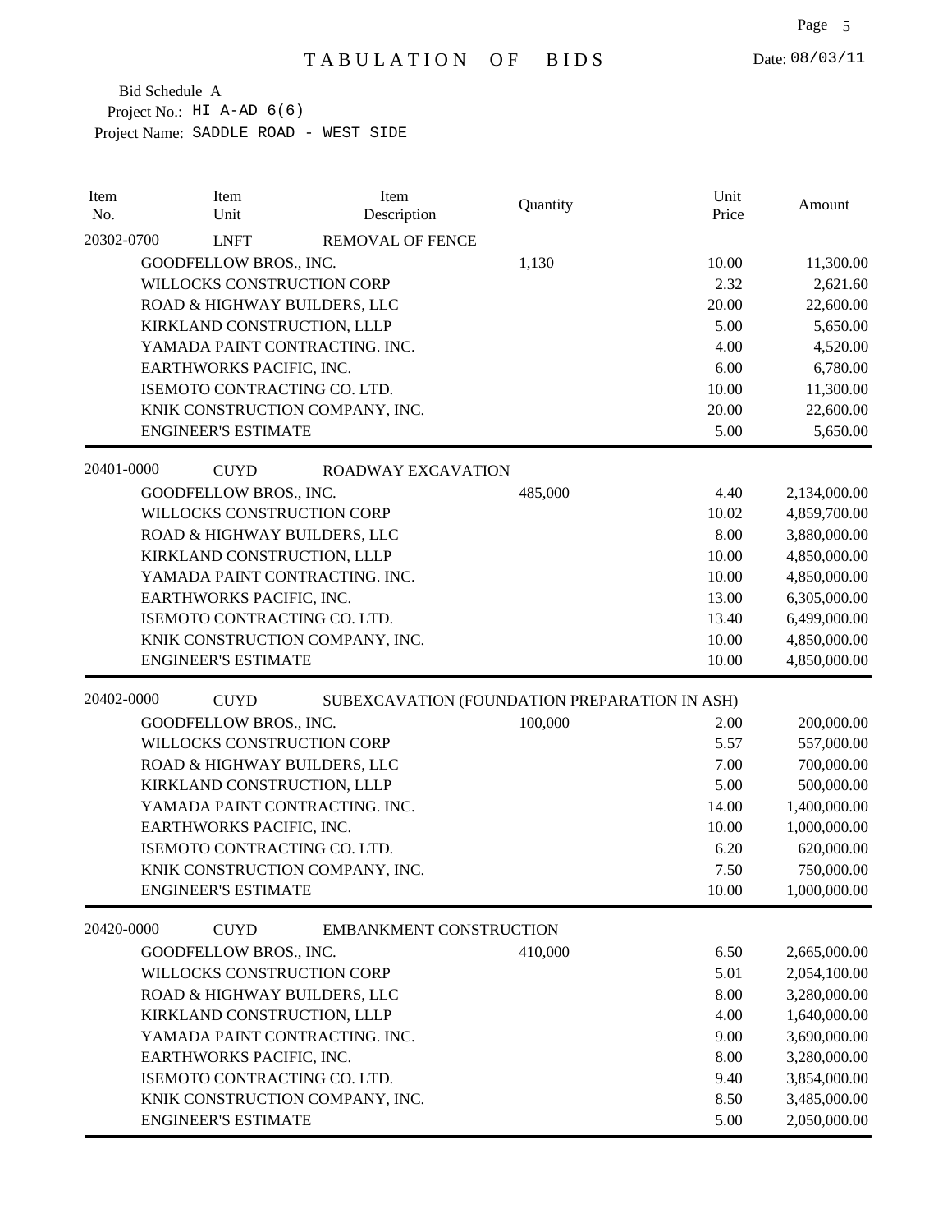# TABULATION OF BIDS

Date: 08/03/11

Bid Schedule A
Project No.: HI A-AD 6(6)
Project Name: SADDLE ROAD - WEST SIDE

| Item No. | Item Unit | Item Description | Quantity | Unit Price | Amount |
|---|---|---|---|---|---|
| 20302-0700 | LNFT | REMOVAL OF FENCE | | | |
| | GOODFELLOW BROS., INC. | | 1,130 | 10.00 | 11,300.00 |
| | WILLOCKS CONSTRUCTION CORP | | | 2.32 | 2,621.60 |
| | ROAD & HIGHWAY BUILDERS, LLC | | | 20.00 | 22,600.00 |
| | KIRKLAND CONSTRUCTION, LLLP | | | 5.00 | 5,650.00 |
| | YAMADA PAINT CONTRACTING. INC. | | | 4.00 | 4,520.00 |
| | EARTHWORKS PACIFIC, INC. | | | 6.00 | 6,780.00 |
| | ISEMOTO CONTRACTING CO. LTD. | | | 10.00 | 11,300.00 |
| | KNIK CONSTRUCTION COMPANY, INC. | | | 20.00 | 22,600.00 |
| | ENGINEER'S ESTIMATE | | | 5.00 | 5,650.00 |
| 20401-0000 | CUYD | ROADWAY EXCAVATION | | | |
| | GOODFELLOW BROS., INC. | | 485,000 | 4.40 | 2,134,000.00 |
| | WILLOCKS CONSTRUCTION CORP | | | 10.02 | 4,859,700.00 |
| | ROAD & HIGHWAY BUILDERS, LLC | | | 8.00 | 3,880,000.00 |
| | KIRKLAND CONSTRUCTION, LLLP | | | 10.00 | 4,850,000.00 |
| | YAMADA PAINT CONTRACTING. INC. | | | 10.00 | 4,850,000.00 |
| | EARTHWORKS PACIFIC, INC. | | | 13.00 | 6,305,000.00 |
| | ISEMOTO CONTRACTING CO. LTD. | | | 13.40 | 6,499,000.00 |
| | KNIK CONSTRUCTION COMPANY, INC. | | | 10.00 | 4,850,000.00 |
| | ENGINEER'S ESTIMATE | | | 10.00 | 4,850,000.00 |
| 20402-0000 | CUYD | SUBEXCAVATION (FOUNDATION PREPARATION IN ASH) | | | |
| | GOODFELLOW BROS., INC. | | 100,000 | 2.00 | 200,000.00 |
| | WILLOCKS CONSTRUCTION CORP | | | 5.57 | 557,000.00 |
| | ROAD & HIGHWAY BUILDERS, LLC | | | 7.00 | 700,000.00 |
| | KIRKLAND CONSTRUCTION, LLLP | | | 5.00 | 500,000.00 |
| | YAMADA PAINT CONTRACTING. INC. | | | 14.00 | 1,400,000.00 |
| | EARTHWORKS PACIFIC, INC. | | | 10.00 | 1,000,000.00 |
| | ISEMOTO CONTRACTING CO. LTD. | | | 6.20 | 620,000.00 |
| | KNIK CONSTRUCTION COMPANY, INC. | | | 7.50 | 750,000.00 |
| | ENGINEER'S ESTIMATE | | | 10.00 | 1,000,000.00 |
| 20420-0000 | CUYD | EMBANKMENT CONSTRUCTION | | | |
| | GOODFELLOW BROS., INC. | | 410,000 | 6.50 | 2,665,000.00 |
| | WILLOCKS CONSTRUCTION CORP | | | 5.01 | 2,054,100.00 |
| | ROAD & HIGHWAY BUILDERS, LLC | | | 8.00 | 3,280,000.00 |
| | KIRKLAND CONSTRUCTION, LLLP | | | 4.00 | 1,640,000.00 |
| | YAMADA PAINT CONTRACTING. INC. | | | 9.00 | 3,690,000.00 |
| | EARTHWORKS PACIFIC, INC. | | | 8.00 | 3,280,000.00 |
| | ISEMOTO CONTRACTING CO. LTD. | | | 9.40 | 3,854,000.00 |
| | KNIK CONSTRUCTION COMPANY, INC. | | | 8.50 | 3,485,000.00 |
| | ENGINEER'S ESTIMATE | | | 5.00 | 2,050,000.00 |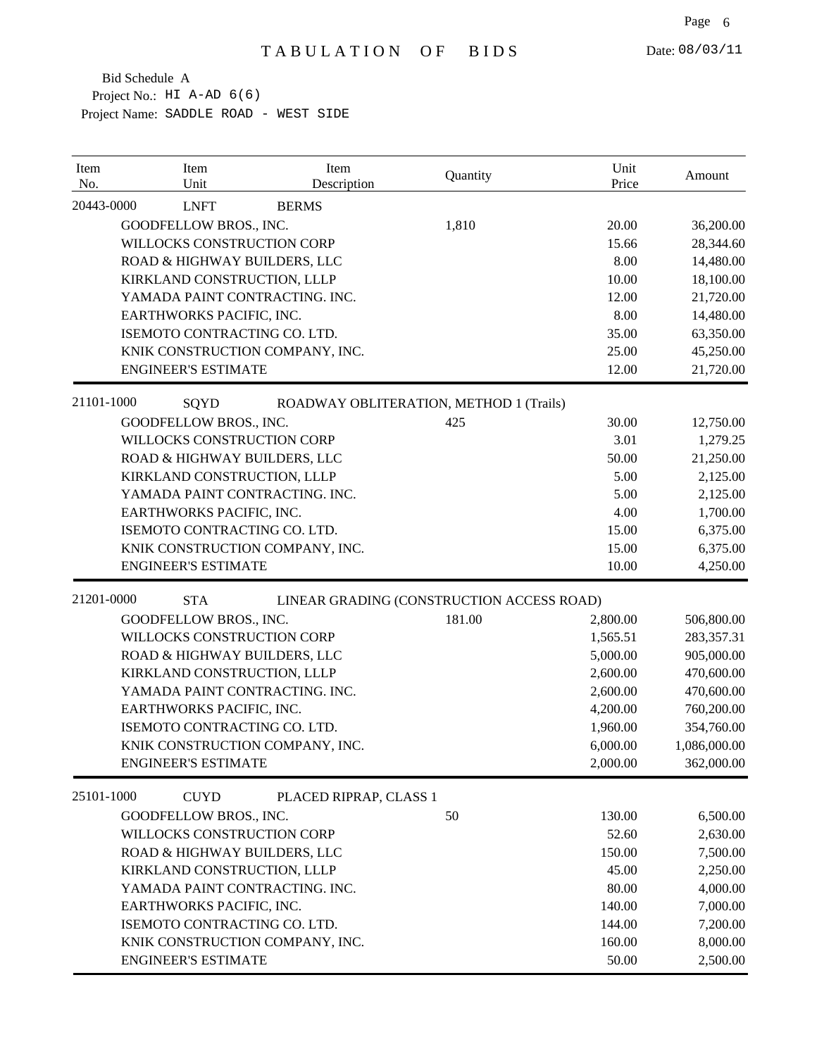# TABULATION OF BIDS

Date: 08/03/11

Bid Schedule A
Project No.: HI A-AD 6(6)
Project Name: SADDLE ROAD - WEST SIDE

| Item No. | Item Unit | Item Description | Quantity | Unit Price | Amount |
|---|---|---|---|---|---|
| 20443-0000 | LNFT | BERMS | | | |
| | GOODFELLOW BROS., INC. | | 1,810 | 20.00 | 36,200.00 |
| | WILLOCKS CONSTRUCTION CORP | | | 15.66 | 28,344.60 |
| | ROAD & HIGHWAY BUILDERS, LLC | | | 8.00 | 14,480.00 |
| | KIRKLAND CONSTRUCTION, LLLP | | | 10.00 | 18,100.00 |
| | YAMADA PAINT CONTRACTING. INC. | | | 12.00 | 21,720.00 |
| | EARTHWORKS PACIFIC, INC. | | | 8.00 | 14,480.00 |
| | ISEMOTO CONTRACTING CO. LTD. | | | 35.00 | 63,350.00 |
| | KNIK CONSTRUCTION COMPANY, INC. | | | 25.00 | 45,250.00 |
| | ENGINEER'S ESTIMATE | | | 12.00 | 21,720.00 |
| 21101-1000 | SQYD | ROADWAY OBLITERATION, METHOD 1 (Trails) | | | |
| | GOODFELLOW BROS., INC. | | 425 | 30.00 | 12,750.00 |
| | WILLOCKS CONSTRUCTION CORP | | | 3.01 | 1,279.25 |
| | ROAD & HIGHWAY BUILDERS, LLC | | | 50.00 | 21,250.00 |
| | KIRKLAND CONSTRUCTION, LLLP | | | 5.00 | 2,125.00 |
| | YAMADA PAINT CONTRACTING. INC. | | | 5.00 | 2,125.00 |
| | EARTHWORKS PACIFIC, INC. | | | 4.00 | 1,700.00 |
| | ISEMOTO CONTRACTING CO. LTD. | | | 15.00 | 6,375.00 |
| | KNIK CONSTRUCTION COMPANY, INC. | | | 15.00 | 6,375.00 |
| | ENGINEER'S ESTIMATE | | | 10.00 | 4,250.00 |
| 21201-0000 | STA | LINEAR GRADING (CONSTRUCTION ACCESS ROAD) | | | |
| | GOODFELLOW BROS., INC. | | 181.00 | 2,800.00 | 506,800.00 |
| | WILLOCKS CONSTRUCTION CORP | | | 1,565.51 | 283,357.31 |
| | ROAD & HIGHWAY BUILDERS, LLC | | | 5,000.00 | 905,000.00 |
| | KIRKLAND CONSTRUCTION, LLLP | | | 2,600.00 | 470,600.00 |
| | YAMADA PAINT CONTRACTING. INC. | | | 2,600.00 | 470,600.00 |
| | EARTHWORKS PACIFIC, INC. | | | 4,200.00 | 760,200.00 |
| | ISEMOTO CONTRACTING CO. LTD. | | | 1,960.00 | 354,760.00 |
| | KNIK CONSTRUCTION COMPANY, INC. | | | 6,000.00 | 1,086,000.00 |
| | ENGINEER'S ESTIMATE | | | 2,000.00 | 362,000.00 |
| 25101-1000 | CUYD | PLACED RIPRAP, CLASS 1 | | | |
| | GOODFELLOW BROS., INC. | | 50 | 130.00 | 6,500.00 |
| | WILLOCKS CONSTRUCTION CORP | | | 52.60 | 2,630.00 |
| | ROAD & HIGHWAY BUILDERS, LLC | | | 150.00 | 7,500.00 |
| | KIRKLAND CONSTRUCTION, LLLP | | | 45.00 | 2,250.00 |
| | YAMADA PAINT CONTRACTING. INC. | | | 80.00 | 4,000.00 |
| | EARTHWORKS PACIFIC, INC. | | | 140.00 | 7,000.00 |
| | ISEMOTO CONTRACTING CO. LTD. | | | 144.00 | 7,200.00 |
| | KNIK CONSTRUCTION COMPANY, INC. | | | 160.00 | 8,000.00 |
| | ENGINEER'S ESTIMATE | | | 50.00 | 2,500.00 |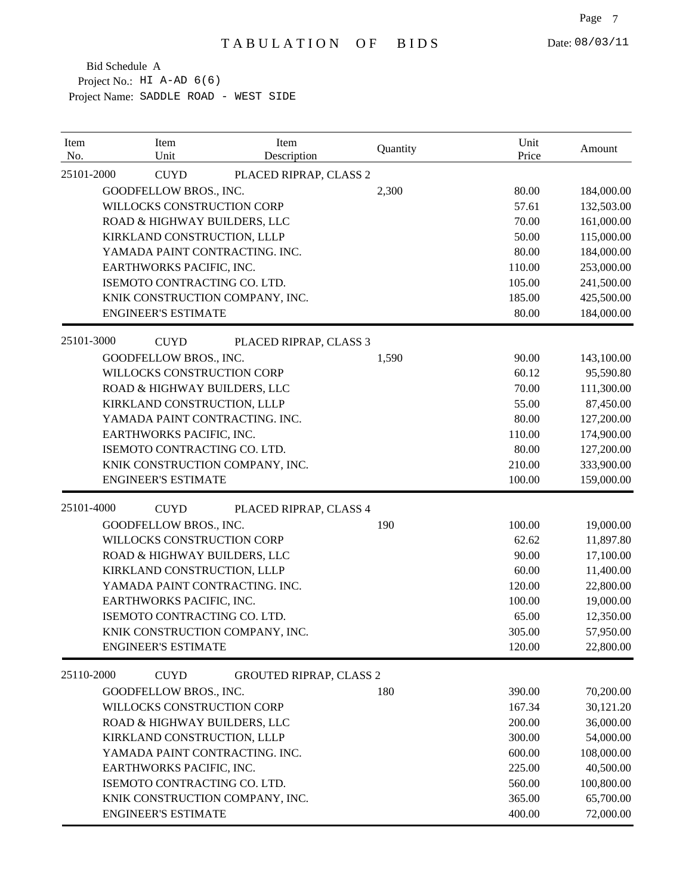# TABULATION OF BIDS

Date: 08/03/11

Bid Schedule A
Project No.: HI A-AD 6(6)
Project Name: SADDLE ROAD - WEST SIDE

| Item No. | Item Unit | Item Description | Quantity | Unit Price | Amount |
|---|---|---|---|---|---|
| 25101-2000 | CUYD | PLACED RIPRAP, CLASS 2 | | | |
| | GOODFELLOW BROS., INC. | | 2,300 | 80.00 | 184,000.00 |
| | WILLOCKS CONSTRUCTION CORP | | | 57.61 | 132,503.00 |
| | ROAD & HIGHWAY BUILDERS, LLC | | | 70.00 | 161,000.00 |
| | KIRKLAND CONSTRUCTION, LLLP | | | 50.00 | 115,000.00 |
| | YAMADA PAINT CONTRACTING. INC. | | | 80.00 | 184,000.00 |
| | EARTHWORKS PACIFIC, INC. | | | 110.00 | 253,000.00 |
| | ISEMOTO CONTRACTING CO. LTD. | | | 105.00 | 241,500.00 |
| | KNIK CONSTRUCTION COMPANY, INC. | | | 185.00 | 425,500.00 |
| | ENGINEER'S ESTIMATE | | | 80.00 | 184,000.00 |
| 25101-3000 | CUYD | PLACED RIPRAP, CLASS 3 | | | |
| | GOODFELLOW BROS., INC. | | 1,590 | 90.00 | 143,100.00 |
| | WILLOCKS CONSTRUCTION CORP | | | 60.12 | 95,590.80 |
| | ROAD & HIGHWAY BUILDERS, LLC | | | 70.00 | 111,300.00 |
| | KIRKLAND CONSTRUCTION, LLLP | | | 55.00 | 87,450.00 |
| | YAMADA PAINT CONTRACTING. INC. | | | 80.00 | 127,200.00 |
| | EARTHWORKS PACIFIC, INC. | | | 110.00 | 174,900.00 |
| | ISEMOTO CONTRACTING CO. LTD. | | | 80.00 | 127,200.00 |
| | KNIK CONSTRUCTION COMPANY, INC. | | | 210.00 | 333,900.00 |
| | ENGINEER'S ESTIMATE | | | 100.00 | 159,000.00 |
| 25101-4000 | CUYD | PLACED RIPRAP, CLASS 4 | | | |
| | GOODFELLOW BROS., INC. | | 190 | 100.00 | 19,000.00 |
| | WILLOCKS CONSTRUCTION CORP | | | 62.62 | 11,897.80 |
| | ROAD & HIGHWAY BUILDERS, LLC | | | 90.00 | 17,100.00 |
| | KIRKLAND CONSTRUCTION, LLLP | | | 60.00 | 11,400.00 |
| | YAMADA PAINT CONTRACTING. INC. | | | 120.00 | 22,800.00 |
| | EARTHWORKS PACIFIC, INC. | | | 100.00 | 19,000.00 |
| | ISEMOTO CONTRACTING CO. LTD. | | | 65.00 | 12,350.00 |
| | KNIK CONSTRUCTION COMPANY, INC. | | | 305.00 | 57,950.00 |
| | ENGINEER'S ESTIMATE | | | 120.00 | 22,800.00 |
| 25110-2000 | CUYD | GROUTED RIPRAP, CLASS 2 | | | |
| | GOODFELLOW BROS., INC. | | 180 | 390.00 | 70,200.00 |
| | WILLOCKS CONSTRUCTION CORP | | | 167.34 | 30,121.20 |
| | ROAD & HIGHWAY BUILDERS, LLC | | | 200.00 | 36,000.00 |
| | KIRKLAND CONSTRUCTION, LLLP | | | 300.00 | 54,000.00 |
| | YAMADA PAINT CONTRACTING. INC. | | | 600.00 | 108,000.00 |
| | EARTHWORKS PACIFIC, INC. | | | 225.00 | 40,500.00 |
| | ISEMOTO CONTRACTING CO. LTD. | | | 560.00 | 100,800.00 |
| | KNIK CONSTRUCTION COMPANY, INC. | | | 365.00 | 65,700.00 |
| | ENGINEER'S ESTIMATE | | | 400.00 | 72,000.00 |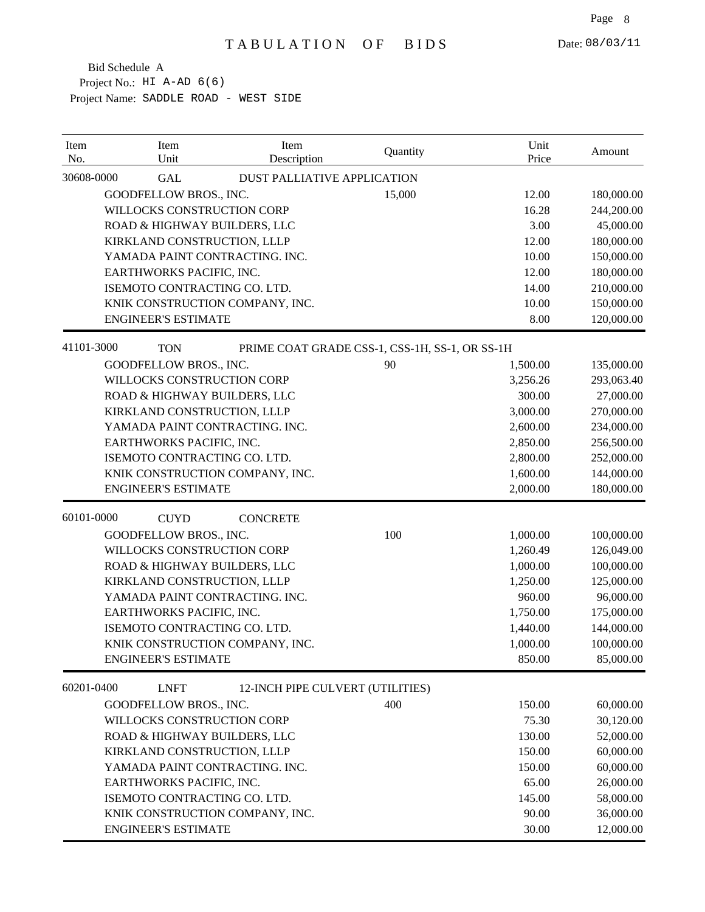# TABULATION OF BIDS

Date: 08/03/11

Bid Schedule A
Project No.: HI A-AD 6(6)
Project Name: SADDLE ROAD - WEST SIDE

| Item No. | Item Unit | Item Description | Quantity | Unit Price | Amount |
|---|---|---|---|---|---|
| 30608-0000 | GAL | DUST PALLIATIVE APPLICATION | | | |
| | GOODFELLOW BROS., INC. | | 15,000 | 12.00 | 180,000.00 |
| | WILLOCKS CONSTRUCTION CORP | | | 16.28 | 244,200.00 |
| | ROAD & HIGHWAY BUILDERS, LLC | | | 3.00 | 45,000.00 |
| | KIRKLAND CONSTRUCTION, LLLP | | | 12.00 | 180,000.00 |
| | YAMADA PAINT CONTRACTING. INC. | | | 10.00 | 150,000.00 |
| | EARTHWORKS PACIFIC, INC. | | | 12.00 | 180,000.00 |
| | ISEMOTO CONTRACTING CO. LTD. | | | 14.00 | 210,000.00 |
| | KNIK CONSTRUCTION COMPANY, INC. | | | 10.00 | 150,000.00 |
| | ENGINEER'S ESTIMATE | | | 8.00 | 120,000.00 |
| 41101-3000 | TON | PRIME COAT GRADE CSS-1, CSS-1H, SS-1, OR SS-1H | | | |
| | GOODFELLOW BROS., INC. | | 90 | 1,500.00 | 135,000.00 |
| | WILLOCKS CONSTRUCTION CORP | | | 3,256.26 | 293,063.40 |
| | ROAD & HIGHWAY BUILDERS, LLC | | | 300.00 | 27,000.00 |
| | KIRKLAND CONSTRUCTION, LLLP | | | 3,000.00 | 270,000.00 |
| | YAMADA PAINT CONTRACTING. INC. | | | 2,600.00 | 234,000.00 |
| | EARTHWORKS PACIFIC, INC. | | | 2,850.00 | 256,500.00 |
| | ISEMOTO CONTRACTING CO. LTD. | | | 2,800.00 | 252,000.00 |
| | KNIK CONSTRUCTION COMPANY, INC. | | | 1,600.00 | 144,000.00 |
| | ENGINEER'S ESTIMATE | | | 2,000.00 | 180,000.00 |
| 60101-0000 | CUYD | CONCRETE | | | |
| | GOODFELLOW BROS., INC. | | 100 | 1,000.00 | 100,000.00 |
| | WILLOCKS CONSTRUCTION CORP | | | 1,260.49 | 126,049.00 |
| | ROAD & HIGHWAY BUILDERS, LLC | | | 1,000.00 | 100,000.00 |
| | KIRKLAND CONSTRUCTION, LLLP | | | 1,250.00 | 125,000.00 |
| | YAMADA PAINT CONTRACTING. INC. | | | 960.00 | 96,000.00 |
| | EARTHWORKS PACIFIC, INC. | | | 1,750.00 | 175,000.00 |
| | ISEMOTO CONTRACTING CO. LTD. | | | 1,440.00 | 144,000.00 |
| | KNIK CONSTRUCTION COMPANY, INC. | | | 1,000.00 | 100,000.00 |
| | ENGINEER'S ESTIMATE | | | 850.00 | 85,000.00 |
| 60201-0400 | LNFT | 12-INCH PIPE CULVERT (UTILITIES) | | | |
| | GOODFELLOW BROS., INC. | | 400 | 150.00 | 60,000.00 |
| | WILLOCKS CONSTRUCTION CORP | | | 75.30 | 30,120.00 |
| | ROAD & HIGHWAY BUILDERS, LLC | | | 130.00 | 52,000.00 |
| | KIRKLAND CONSTRUCTION, LLLP | | | 150.00 | 60,000.00 |
| | YAMADA PAINT CONTRACTING. INC. | | | 150.00 | 60,000.00 |
| | EARTHWORKS PACIFIC, INC. | | | 65.00 | 26,000.00 |
| | ISEMOTO CONTRACTING CO. LTD. | | | 145.00 | 58,000.00 |
| | KNIK CONSTRUCTION COMPANY, INC. | | | 90.00 | 36,000.00 |
| | ENGINEER'S ESTIMATE | | | 30.00 | 12,000.00 |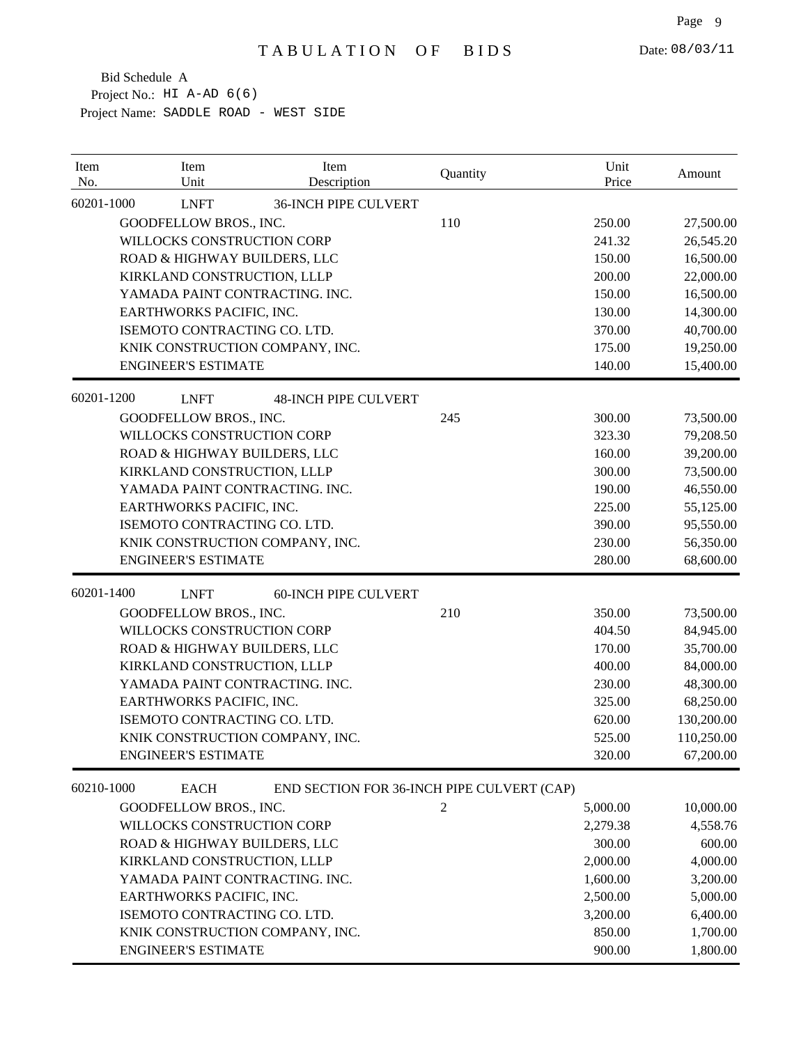# TABULATION OF BIDS

Date: 08/03/11

Bid Schedule A
Project No.: HI A-AD 6(6)
Project Name: SADDLE ROAD - WEST SIDE

| Item No. | Item Unit | Item Description | Quantity | Unit Price | Amount |
|---|---|---|---|---|---|
| 60201-1000 | LNFT | 36-INCH PIPE CULVERT | | | |
| | GOODFELLOW BROS., INC. | | 110 | 250.00 | 27,500.00 |
| | WILLOCKS CONSTRUCTION CORP | | | 241.32 | 26,545.20 |
| | ROAD & HIGHWAY BUILDERS, LLC | | | 150.00 | 16,500.00 |
| | KIRKLAND CONSTRUCTION, LLLP | | | 200.00 | 22,000.00 |
| | YAMADA PAINT CONTRACTING. INC. | | | 150.00 | 16,500.00 |
| | EARTHWORKS PACIFIC, INC. | | | 130.00 | 14,300.00 |
| | ISEMOTO CONTRACTING CO. LTD. | | | 370.00 | 40,700.00 |
| | KNIK CONSTRUCTION COMPANY, INC. | | | 175.00 | 19,250.00 |
| | ENGINEER'S ESTIMATE | | | 140.00 | 15,400.00 |
| 60201-1200 | LNFT | 48-INCH PIPE CULVERT | | | |
| | GOODFELLOW BROS., INC. | | 245 | 300.00 | 73,500.00 |
| | WILLOCKS CONSTRUCTION CORP | | | 323.30 | 79,208.50 |
| | ROAD & HIGHWAY BUILDERS, LLC | | | 160.00 | 39,200.00 |
| | KIRKLAND CONSTRUCTION, LLLP | | | 300.00 | 73,500.00 |
| | YAMADA PAINT CONTRACTING. INC. | | | 190.00 | 46,550.00 |
| | EARTHWORKS PACIFIC, INC. | | | 225.00 | 55,125.00 |
| | ISEMOTO CONTRACTING CO. LTD. | | | 390.00 | 95,550.00 |
| | KNIK CONSTRUCTION COMPANY, INC. | | | 230.00 | 56,350.00 |
| | ENGINEER'S ESTIMATE | | | 280.00 | 68,600.00 |
| 60201-1400 | LNFT | 60-INCH PIPE CULVERT | | | |
| | GOODFELLOW BROS., INC. | | 210 | 350.00 | 73,500.00 |
| | WILLOCKS CONSTRUCTION CORP | | | 404.50 | 84,945.00 |
| | ROAD & HIGHWAY BUILDERS, LLC | | | 170.00 | 35,700.00 |
| | KIRKLAND CONSTRUCTION, LLLP | | | 400.00 | 84,000.00 |
| | YAMADA PAINT CONTRACTING. INC. | | | 230.00 | 48,300.00 |
| | EARTHWORKS PACIFIC, INC. | | | 325.00 | 68,250.00 |
| | ISEMOTO CONTRACTING CO. LTD. | | | 620.00 | 130,200.00 |
| | KNIK CONSTRUCTION COMPANY, INC. | | | 525.00 | 110,250.00 |
| | ENGINEER'S ESTIMATE | | | 320.00 | 67,200.00 |
| 60210-1000 | EACH | END SECTION FOR 36-INCH PIPE CULVERT (CAP) | | | |
| | GOODFELLOW BROS., INC. | | 2 | 5,000.00 | 10,000.00 |
| | WILLOCKS CONSTRUCTION CORP | | | 2,279.38 | 4,558.76 |
| | ROAD & HIGHWAY BUILDERS, LLC | | | 300.00 | 600.00 |
| | KIRKLAND CONSTRUCTION, LLLP | | | 2,000.00 | 4,000.00 |
| | YAMADA PAINT CONTRACTING. INC. | | | 1,600.00 | 3,200.00 |
| | EARTHWORKS PACIFIC, INC. | | | 2,500.00 | 5,000.00 |
| | ISEMOTO CONTRACTING CO. LTD. | | | 3,200.00 | 6,400.00 |
| | KNIK CONSTRUCTION COMPANY, INC. | | | 850.00 | 1,700.00 |
| | ENGINEER'S ESTIMATE | | | 900.00 | 1,800.00 |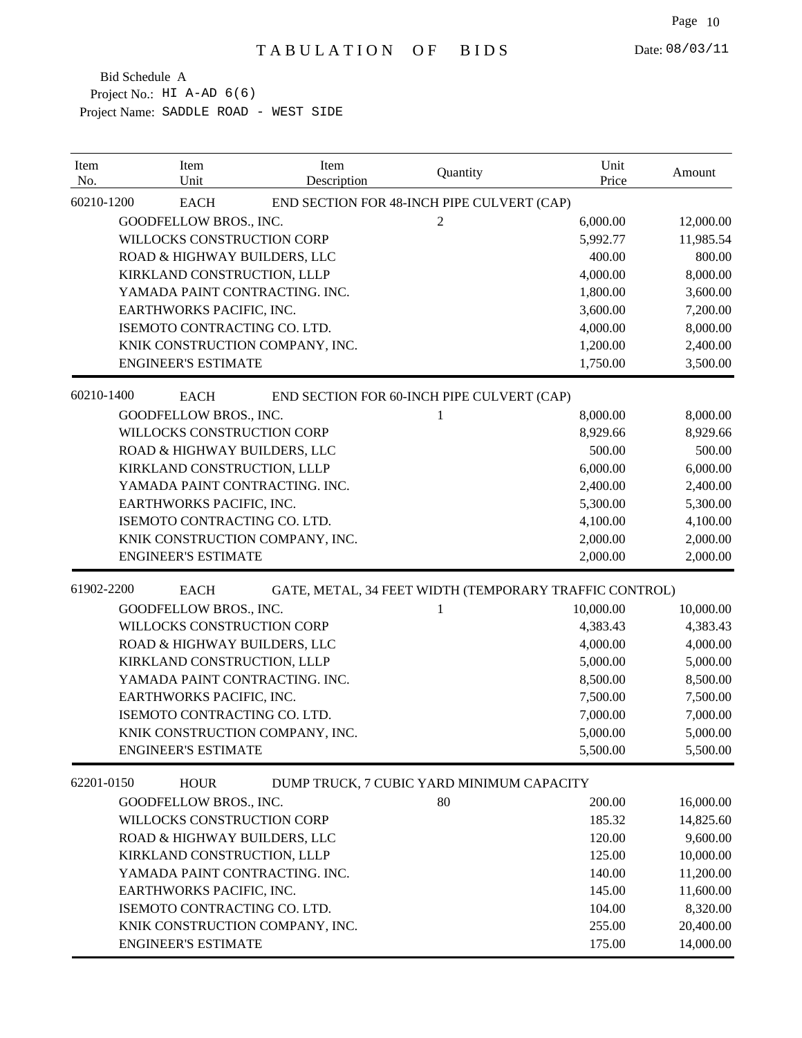# TABULATION OF BIDS

Date: 08/03/11

Bid Schedule A
Project No.: HI A-AD 6(6)
Project Name: SADDLE ROAD - WEST SIDE

| Item No. | Item Unit | Item Description | Quantity | Unit Price | Amount |
|---|---|---|---|---|---|
| 60210-1200 | EACH | END SECTION FOR 48-INCH PIPE CULVERT (CAP) | | | |
| | GOODFELLOW BROS., INC. | | 2 | 6,000.00 | 12,000.00 |
| | WILLOCKS CONSTRUCTION CORP | | | 5,992.77 | 11,985.54 |
| | ROAD & HIGHWAY BUILDERS, LLC | | | 400.00 | 800.00 |
| | KIRKLAND CONSTRUCTION, LLLP | | | 4,000.00 | 8,000.00 |
| | YAMADA PAINT CONTRACTING. INC. | | | 1,800.00 | 3,600.00 |
| | EARTHWORKS PACIFIC, INC. | | | 3,600.00 | 7,200.00 |
| | ISEMOTO CONTRACTING CO. LTD. | | | 4,000.00 | 8,000.00 |
| | KNIK CONSTRUCTION COMPANY, INC. | | | 1,200.00 | 2,400.00 |
| | ENGINEER'S ESTIMATE | | | 1,750.00 | 3,500.00 |
| 60210-1400 | EACH | END SECTION FOR 60-INCH PIPE CULVERT (CAP) | | | |
| | GOODFELLOW BROS., INC. | | 1 | 8,000.00 | 8,000.00 |
| | WILLOCKS CONSTRUCTION CORP | | | 8,929.66 | 8,929.66 |
| | ROAD & HIGHWAY BUILDERS, LLC | | | 500.00 | 500.00 |
| | KIRKLAND CONSTRUCTION, LLLP | | | 6,000.00 | 6,000.00 |
| | YAMADA PAINT CONTRACTING. INC. | | | 2,400.00 | 2,400.00 |
| | EARTHWORKS PACIFIC, INC. | | | 5,300.00 | 5,300.00 |
| | ISEMOTO CONTRACTING CO. LTD. | | | 4,100.00 | 4,100.00 |
| | KNIK CONSTRUCTION COMPANY, INC. | | | 2,000.00 | 2,000.00 |
| | ENGINEER'S ESTIMATE | | | 2,000.00 | 2,000.00 |
| 61902-2200 | EACH | GATE, METAL, 34 FEET WIDTH (TEMPORARY TRAFFIC CONTROL) | | | |
| | GOODFELLOW BROS., INC. | | 1 | 10,000.00 | 10,000.00 |
| | WILLOCKS CONSTRUCTION CORP | | | 4,383.43 | 4,383.43 |
| | ROAD & HIGHWAY BUILDERS, LLC | | | 4,000.00 | 4,000.00 |
| | KIRKLAND CONSTRUCTION, LLLP | | | 5,000.00 | 5,000.00 |
| | YAMADA PAINT CONTRACTING. INC. | | | 8,500.00 | 8,500.00 |
| | EARTHWORKS PACIFIC, INC. | | | 7,500.00 | 7,500.00 |
| | ISEMOTO CONTRACTING CO. LTD. | | | 7,000.00 | 7,000.00 |
| | KNIK CONSTRUCTION COMPANY, INC. | | | 5,000.00 | 5,000.00 |
| | ENGINEER'S ESTIMATE | | | 5,500.00 | 5,500.00 |
| 62201-0150 | HOUR | DUMP TRUCK, 7 CUBIC YARD MINIMUM CAPACITY | | | |
| | GOODFELLOW BROS., INC. | | 80 | 200.00 | 16,000.00 |
| | WILLOCKS CONSTRUCTION CORP | | | 185.32 | 14,825.60 |
| | ROAD & HIGHWAY BUILDERS, LLC | | | 120.00 | 9,600.00 |
| | KIRKLAND CONSTRUCTION, LLLP | | | 125.00 | 10,000.00 |
| | YAMADA PAINT CONTRACTING. INC. | | | 140.00 | 11,200.00 |
| | EARTHWORKS PACIFIC, INC. | | | 145.00 | 11,600.00 |
| | ISEMOTO CONTRACTING CO. LTD. | | | 104.00 | 8,320.00 |
| | KNIK CONSTRUCTION COMPANY, INC. | | | 255.00 | 20,400.00 |
| | ENGINEER'S ESTIMATE | | | 175.00 | 14,000.00 |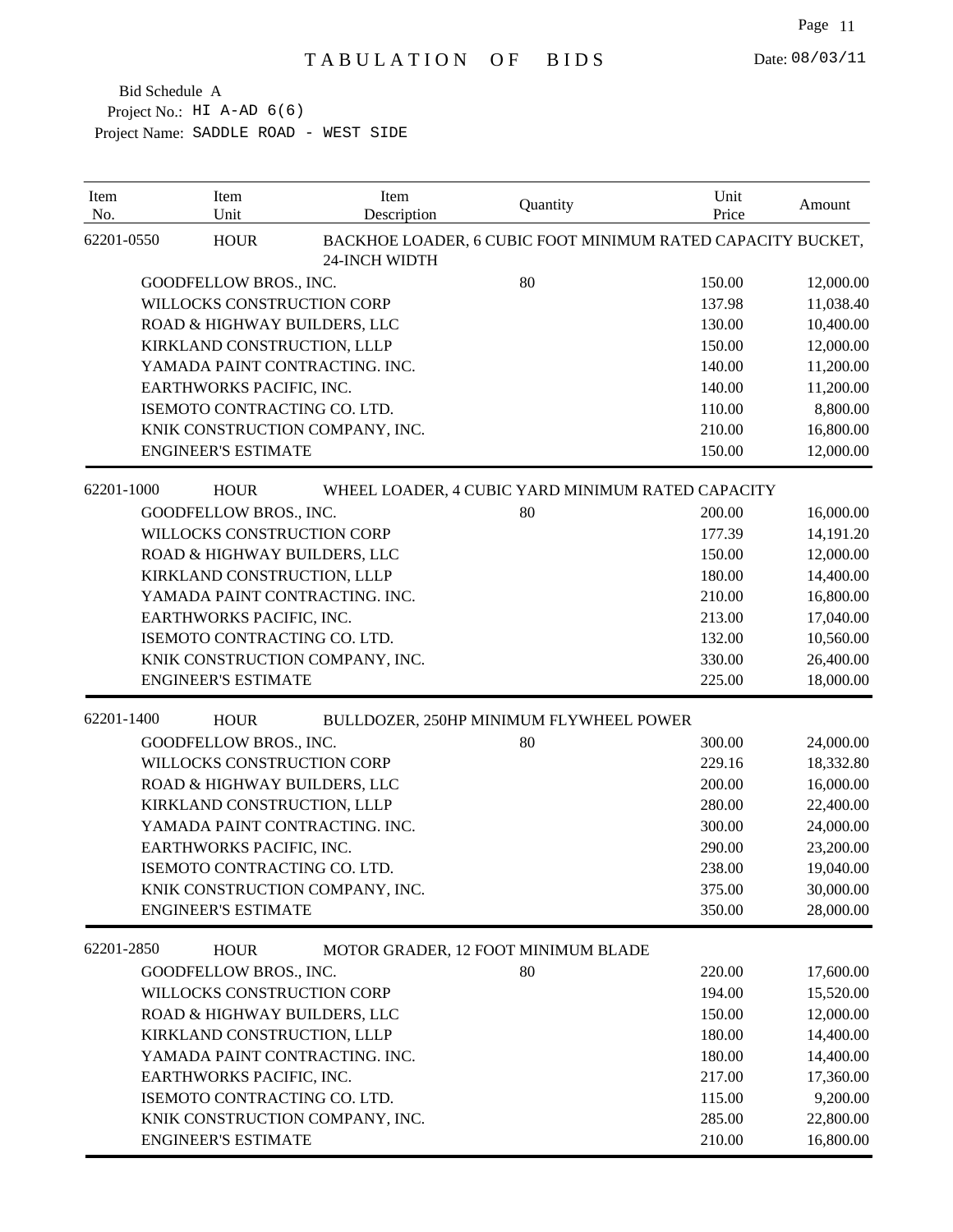# TABULATION OF BIDS

Date: 08/03/11

Bid Schedule A
Project No.: HI A-AD 6(6)
Project Name: SADDLE ROAD - WEST SIDE

| Item No. | Item Unit | Item Description | Quantity | Unit Price | Amount |
|---|---|---|---|---|---|
| 62201-0550 | HOUR | BACKHOE LOADER, 6 CUBIC FOOT MINIMUM RATED CAPACITY BUCKET, 24-INCH WIDTH | | | |
| | GOODFELLOW BROS., INC. | | 80 | 150.00 | 12,000.00 |
| | WILLOCKS CONSTRUCTION CORP | | | 137.98 | 11,038.40 |
| | ROAD & HIGHWAY BUILDERS, LLC | | | 130.00 | 10,400.00 |
| | KIRKLAND CONSTRUCTION, LLLP | | | 150.00 | 12,000.00 |
| | YAMADA PAINT CONTRACTING. INC. | | | 140.00 | 11,200.00 |
| | EARTHWORKS PACIFIC, INC. | | | 140.00 | 11,200.00 |
| | ISEMOTO CONTRACTING CO. LTD. | | | 110.00 | 8,800.00 |
| | KNIK CONSTRUCTION COMPANY, INC. | | | 210.00 | 16,800.00 |
| | ENGINEER'S ESTIMATE | | | 150.00 | 12,000.00 |
| 62201-1000 | HOUR | WHEEL LOADER, 4 CUBIC YARD MINIMUM RATED CAPACITY | | | |
| | GOODFELLOW BROS., INC. | | 80 | 200.00 | 16,000.00 |
| | WILLOCKS CONSTRUCTION CORP | | | 177.39 | 14,191.20 |
| | ROAD & HIGHWAY BUILDERS, LLC | | | 150.00 | 12,000.00 |
| | KIRKLAND CONSTRUCTION, LLLP | | | 180.00 | 14,400.00 |
| | YAMADA PAINT CONTRACTING. INC. | | | 210.00 | 16,800.00 |
| | EARTHWORKS PACIFIC, INC. | | | 213.00 | 17,040.00 |
| | ISEMOTO CONTRACTING CO. LTD. | | | 132.00 | 10,560.00 |
| | KNIK CONSTRUCTION COMPANY, INC. | | | 330.00 | 26,400.00 |
| | ENGINEER'S ESTIMATE | | | 225.00 | 18,000.00 |
| 62201-1400 | HOUR | BULLDOZER, 250HP MINIMUM FLYWHEEL POWER | | | |
| | GOODFELLOW BROS., INC. | | 80 | 300.00 | 24,000.00 |
| | WILLOCKS CONSTRUCTION CORP | | | 229.16 | 18,332.80 |
| | ROAD & HIGHWAY BUILDERS, LLC | | | 200.00 | 16,000.00 |
| | KIRKLAND CONSTRUCTION, LLLP | | | 280.00 | 22,400.00 |
| | YAMADA PAINT CONTRACTING. INC. | | | 300.00 | 24,000.00 |
| | EARTHWORKS PACIFIC, INC. | | | 290.00 | 23,200.00 |
| | ISEMOTO CONTRACTING CO. LTD. | | | 238.00 | 19,040.00 |
| | KNIK CONSTRUCTION COMPANY, INC. | | | 375.00 | 30,000.00 |
| | ENGINEER'S ESTIMATE | | | 350.00 | 28,000.00 |
| 62201-2850 | HOUR | MOTOR GRADER, 12 FOOT MINIMUM BLADE | | | |
| | GOODFELLOW BROS., INC. | | 80 | 220.00 | 17,600.00 |
| | WILLOCKS CONSTRUCTION CORP | | | 194.00 | 15,520.00 |
| | ROAD & HIGHWAY BUILDERS, LLC | | | 150.00 | 12,000.00 |
| | KIRKLAND CONSTRUCTION, LLLP | | | 180.00 | 14,400.00 |
| | YAMADA PAINT CONTRACTING. INC. | | | 180.00 | 14,400.00 |
| | EARTHWORKS PACIFIC, INC. | | | 217.00 | 17,360.00 |
| | ISEMOTO CONTRACTING CO. LTD. | | | 115.00 | 9,200.00 |
| | KNIK CONSTRUCTION COMPANY, INC. | | | 285.00 | 22,800.00 |
| | ENGINEER'S ESTIMATE | | | 210.00 | 16,800.00 |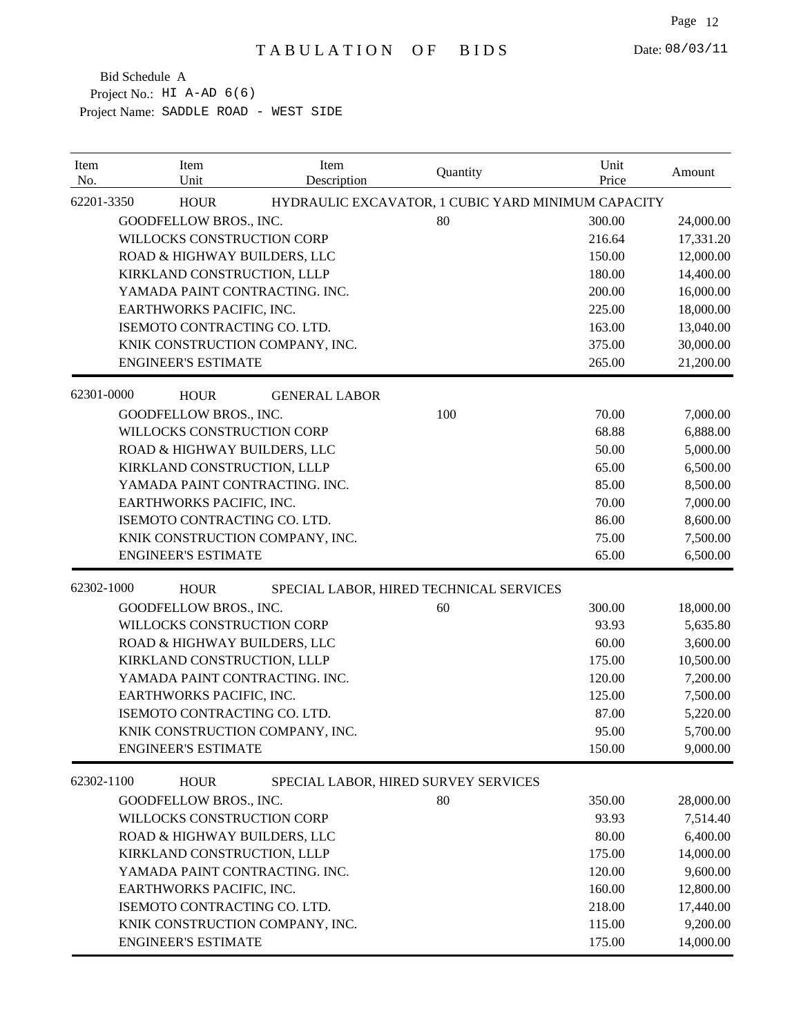# TABULATION OF BIDS

Date: 08/03/11

Bid Schedule A

Project No.: HI A-AD 6(6)

Project Name: SADDLE ROAD - WEST SIDE

| Item No. | Item Unit | Item Description | Quantity | Unit Price | Amount |
|---|---|---|---|---|---|
| 62201-3350 | HOUR | HYDRAULIC EXCAVATOR, 1 CUBIC YARD MINIMUM CAPACITY | | | |
| | GOODFELLOW BROS., INC. | | 80 | 300.00 | 24,000.00 |
| | WILLOCKS CONSTRUCTION CORP | | | 216.64 | 17,331.20 |
| | ROAD & HIGHWAY BUILDERS, LLC | | | 150.00 | 12,000.00 |
| | KIRKLAND CONSTRUCTION, LLLP | | | 180.00 | 14,400.00 |
| | YAMADA PAINT CONTRACTING. INC. | | | 200.00 | 16,000.00 |
| | EARTHWORKS PACIFIC, INC. | | | 225.00 | 18,000.00 |
| | ISEMOTO CONTRACTING CO. LTD. | | | 163.00 | 13,040.00 |
| | KNIK CONSTRUCTION COMPANY, INC. | | | 375.00 | 30,000.00 |
| | ENGINEER'S ESTIMATE | | | 265.00 | 21,200.00 |
| 62301-0000 | HOUR | GENERAL LABOR | | | |
| | GOODFELLOW BROS., INC. | | 100 | 70.00 | 7,000.00 |
| | WILLOCKS CONSTRUCTION CORP | | | 68.88 | 6,888.00 |
| | ROAD & HIGHWAY BUILDERS, LLC | | | 50.00 | 5,000.00 |
| | KIRKLAND CONSTRUCTION, LLLP | | | 65.00 | 6,500.00 |
| | YAMADA PAINT CONTRACTING. INC. | | | 85.00 | 8,500.00 |
| | EARTHWORKS PACIFIC, INC. | | | 70.00 | 7,000.00 |
| | ISEMOTO CONTRACTING CO. LTD. | | | 86.00 | 8,600.00 |
| | KNIK CONSTRUCTION COMPANY, INC. | | | 75.00 | 7,500.00 |
| | ENGINEER'S ESTIMATE | | | 65.00 | 6,500.00 |
| 62302-1000 | HOUR | SPECIAL LABOR, HIRED TECHNICAL SERVICES | | | |
| | GOODFELLOW BROS., INC. | | 60 | 300.00 | 18,000.00 |
| | WILLOCKS CONSTRUCTION CORP | | | 93.93 | 5,635.80 |
| | ROAD & HIGHWAY BUILDERS, LLC | | | 60.00 | 3,600.00 |
| | KIRKLAND CONSTRUCTION, LLLP | | | 175.00 | 10,500.00 |
| | YAMADA PAINT CONTRACTING. INC. | | | 120.00 | 7,200.00 |
| | EARTHWORKS PACIFIC, INC. | | | 125.00 | 7,500.00 |
| | ISEMOTO CONTRACTING CO. LTD. | | | 87.00 | 5,220.00 |
| | KNIK CONSTRUCTION COMPANY, INC. | | | 95.00 | 5,700.00 |
| | ENGINEER'S ESTIMATE | | | 150.00 | 9,000.00 |
| 62302-1100 | HOUR | SPECIAL LABOR, HIRED SURVEY SERVICES | | | |
| | GOODFELLOW BROS., INC. | | 80 | 350.00 | 28,000.00 |
| | WILLOCKS CONSTRUCTION CORP | | | 93.93 | 7,514.40 |
| | ROAD & HIGHWAY BUILDERS, LLC | | | 80.00 | 6,400.00 |
| | KIRKLAND CONSTRUCTION, LLLP | | | 175.00 | 14,000.00 |
| | YAMADA PAINT CONTRACTING. INC. | | | 120.00 | 9,600.00 |
| | EARTHWORKS PACIFIC, INC. | | | 160.00 | 12,800.00 |
| | ISEMOTO CONTRACTING CO. LTD. | | | 218.00 | 17,440.00 |
| | KNIK CONSTRUCTION COMPANY, INC. | | | 115.00 | 9,200.00 |
| | ENGINEER'S ESTIMATE | | | 175.00 | 14,000.00 |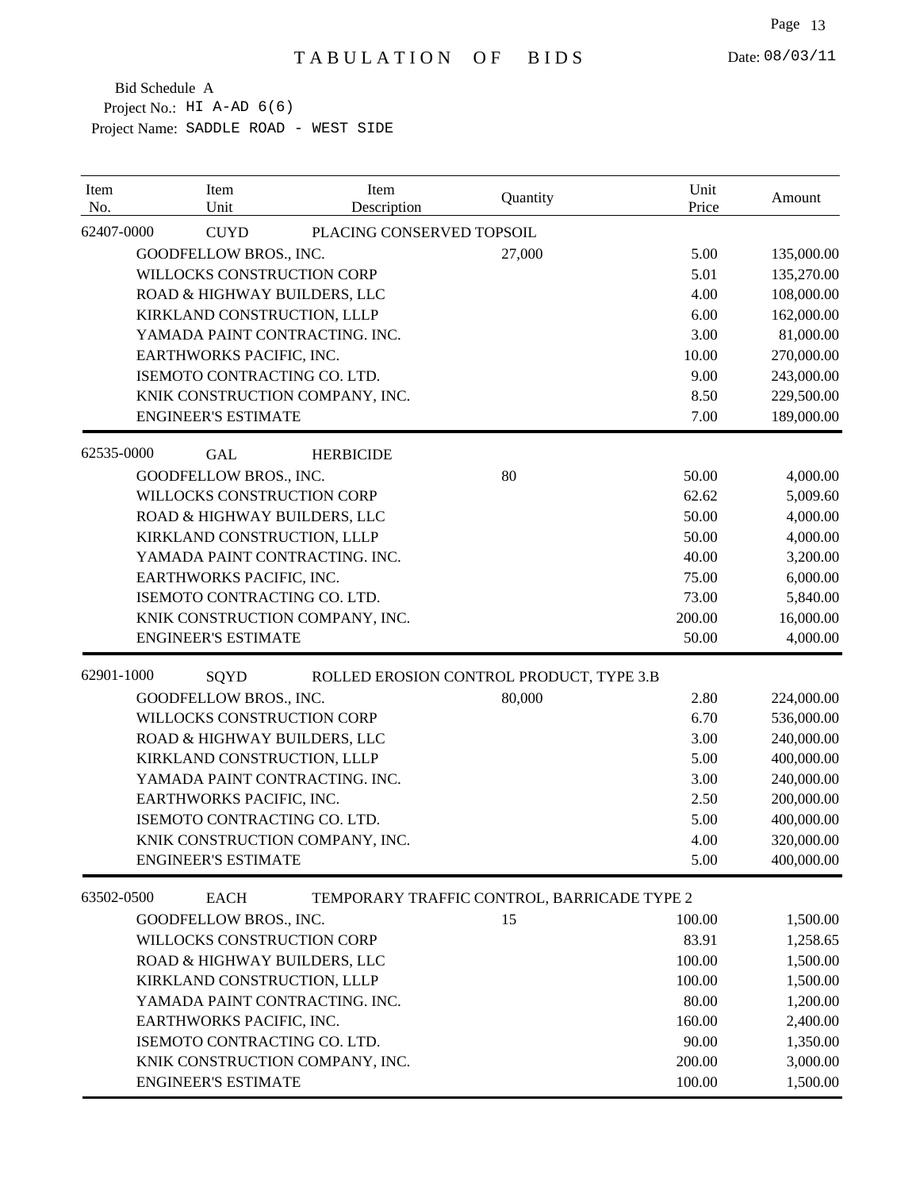# TABULATION OF BIDS

Date: 08/03/11

Bid Schedule A
Project No.: HI A-AD 6(6)
Project Name: SADDLE ROAD - WEST SIDE

| Item No. | Item Unit | Item Description | Quantity | Unit Price | Amount |
|---|---|---|---|---|---|
| 62407-0000 | CUYD | PLACING CONSERVED TOPSOIL | | | |
| | GOODFELLOW BROS., INC. | | 27,000 | 5.00 | 135,000.00 |
| | WILLOCKS CONSTRUCTION CORP | | | 5.01 | 135,270.00 |
| | ROAD & HIGHWAY BUILDERS, LLC | | | 4.00 | 108,000.00 |
| | KIRKLAND CONSTRUCTION, LLLP | | | 6.00 | 162,000.00 |
| | YAMADA PAINT CONTRACTING. INC. | | | 3.00 | 81,000.00 |
| | EARTHWORKS PACIFIC, INC. | | | 10.00 | 270,000.00 |
| | ISEMOTO CONTRACTING CO. LTD. | | | 9.00 | 243,000.00 |
| | KNIK CONSTRUCTION COMPANY, INC. | | | 8.50 | 229,500.00 |
| | ENGINEER'S ESTIMATE | | | 7.00 | 189,000.00 |
| 62535-0000 | GAL | HERBICIDE | | | |
| | GOODFELLOW BROS., INC. | | 80 | 50.00 | 4,000.00 |
| | WILLOCKS CONSTRUCTION CORP | | | 62.62 | 5,009.60 |
| | ROAD & HIGHWAY BUILDERS, LLC | | | 50.00 | 4,000.00 |
| | KIRKLAND CONSTRUCTION, LLLP | | | 50.00 | 4,000.00 |
| | YAMADA PAINT CONTRACTING. INC. | | | 40.00 | 3,200.00 |
| | EARTHWORKS PACIFIC, INC. | | | 75.00 | 6,000.00 |
| | ISEMOTO CONTRACTING CO. LTD. | | | 73.00 | 5,840.00 |
| | KNIK CONSTRUCTION COMPANY, INC. | | | 200.00 | 16,000.00 |
| | ENGINEER'S ESTIMATE | | | 50.00 | 4,000.00 |
| 62901-1000 | SQYD | ROLLED EROSION CONTROL PRODUCT, TYPE 3.B | | | |
| | GOODFELLOW BROS., INC. | | 80,000 | 2.80 | 224,000.00 |
| | WILLOCKS CONSTRUCTION CORP | | | 6.70 | 536,000.00 |
| | ROAD & HIGHWAY BUILDERS, LLC | | | 3.00 | 240,000.00 |
| | KIRKLAND CONSTRUCTION, LLLP | | | 5.00 | 400,000.00 |
| | YAMADA PAINT CONTRACTING. INC. | | | 3.00 | 240,000.00 |
| | EARTHWORKS PACIFIC, INC. | | | 2.50 | 200,000.00 |
| | ISEMOTO CONTRACTING CO. LTD. | | | 5.00 | 400,000.00 |
| | KNIK CONSTRUCTION COMPANY, INC. | | | 4.00 | 320,000.00 |
| | ENGINEER'S ESTIMATE | | | 5.00 | 400,000.00 |
| 63502-0500 | EACH | TEMPORARY TRAFFIC CONTROL, BARRICADE TYPE 2 | | | |
| | GOODFELLOW BROS., INC. | | 15 | 100.00 | 1,500.00 |
| | WILLOCKS CONSTRUCTION CORP | | | 83.91 | 1,258.65 |
| | ROAD & HIGHWAY BUILDERS, LLC | | | 100.00 | 1,500.00 |
| | KIRKLAND CONSTRUCTION, LLLP | | | 100.00 | 1,500.00 |
| | YAMADA PAINT CONTRACTING. INC. | | | 80.00 | 1,200.00 |
| | EARTHWORKS PACIFIC, INC. | | | 160.00 | 2,400.00 |
| | ISEMOTO CONTRACTING CO. LTD. | | | 90.00 | 1,350.00 |
| | KNIK CONSTRUCTION COMPANY, INC. | | | 200.00 | 3,000.00 |
| | ENGINEER'S ESTIMATE | | | 100.00 | 1,500.00 |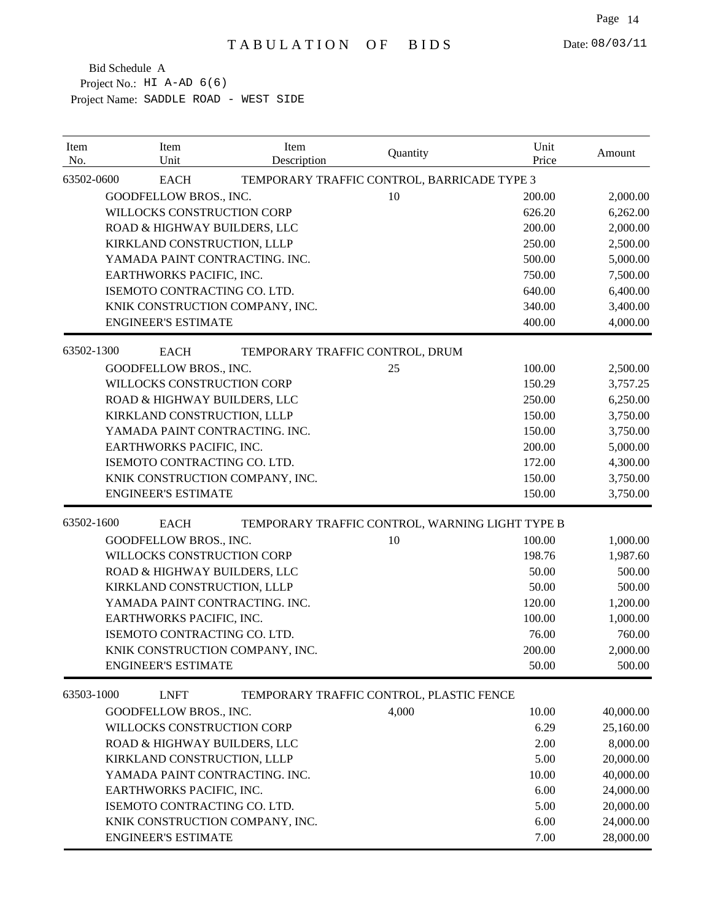# TABULATION OF BIDS

Date: 08/03/11

Bid Schedule A
Project No.: HI A-AD 6(6)
Project Name: SADDLE ROAD - WEST SIDE

| Item No. | Item Unit | Item Description | Quantity | Unit Price | Amount |
|---|---|---|---|---|---|
| 63502-0600 | EACH | TEMPORARY TRAFFIC CONTROL, BARRICADE TYPE 3 | | | |
| | GOODFELLOW BROS., INC. | | 10 | 200.00 | 2,000.00 |
| | WILLOCKS CONSTRUCTION CORP | | | 626.20 | 6,262.00 |
| | ROAD & HIGHWAY BUILDERS, LLC | | | 200.00 | 2,000.00 |
| | KIRKLAND CONSTRUCTION, LLLP | | | 250.00 | 2,500.00 |
| | YAMADA PAINT CONTRACTING. INC. | | | 500.00 | 5,000.00 |
| | EARTHWORKS PACIFIC, INC. | | | 750.00 | 7,500.00 |
| | ISEMOTO CONTRACTING CO. LTD. | | | 640.00 | 6,400.00 |
| | KNIK CONSTRUCTION COMPANY, INC. | | | 340.00 | 3,400.00 |
| | ENGINEER'S ESTIMATE | | | 400.00 | 4,000.00 |
| 63502-1300 | EACH | TEMPORARY TRAFFIC CONTROL, DRUM | | | |
| | GOODFELLOW BROS., INC. | | 25 | 100.00 | 2,500.00 |
| | WILLOCKS CONSTRUCTION CORP | | | 150.29 | 3,757.25 |
| | ROAD & HIGHWAY BUILDERS, LLC | | | 250.00 | 6,250.00 |
| | KIRKLAND CONSTRUCTION, LLLP | | | 150.00 | 3,750.00 |
| | YAMADA PAINT CONTRACTING. INC. | | | 150.00 | 3,750.00 |
| | EARTHWORKS PACIFIC, INC. | | | 200.00 | 5,000.00 |
| | ISEMOTO CONTRACTING CO. LTD. | | | 172.00 | 4,300.00 |
| | KNIK CONSTRUCTION COMPANY, INC. | | | 150.00 | 3,750.00 |
| | ENGINEER'S ESTIMATE | | | 150.00 | 3,750.00 |
| 63502-1600 | EACH | TEMPORARY TRAFFIC CONTROL, WARNING LIGHT TYPE B | | | |
| | GOODFELLOW BROS., INC. | | 10 | 100.00 | 1,000.00 |
| | WILLOCKS CONSTRUCTION CORP | | | 198.76 | 1,987.60 |
| | ROAD & HIGHWAY BUILDERS, LLC | | | 50.00 | 500.00 |
| | KIRKLAND CONSTRUCTION, LLLP | | | 50.00 | 500.00 |
| | YAMADA PAINT CONTRACTING. INC. | | | 120.00 | 1,200.00 |
| | EARTHWORKS PACIFIC, INC. | | | 100.00 | 1,000.00 |
| | ISEMOTO CONTRACTING CO. LTD. | | | 76.00 | 760.00 |
| | KNIK CONSTRUCTION COMPANY, INC. | | | 200.00 | 2,000.00 |
| | ENGINEER'S ESTIMATE | | | 50.00 | 500.00 |
| 63503-1000 | LNFT | TEMPORARY TRAFFIC CONTROL, PLASTIC FENCE | | | |
| | GOODFELLOW BROS., INC. | | 4,000 | 10.00 | 40,000.00 |
| | WILLOCKS CONSTRUCTION CORP | | | 6.29 | 25,160.00 |
| | ROAD & HIGHWAY BUILDERS, LLC | | | 2.00 | 8,000.00 |
| | KIRKLAND CONSTRUCTION, LLLP | | | 5.00 | 20,000.00 |
| | YAMADA PAINT CONTRACTING. INC. | | | 10.00 | 40,000.00 |
| | EARTHWORKS PACIFIC, INC. | | | 6.00 | 24,000.00 |
| | ISEMOTO CONTRACTING CO. LTD. | | | 5.00 | 20,000.00 |
| | KNIK CONSTRUCTION COMPANY, INC. | | | 6.00 | 24,000.00 |
| | ENGINEER'S ESTIMATE | | | 7.00 | 28,000.00 |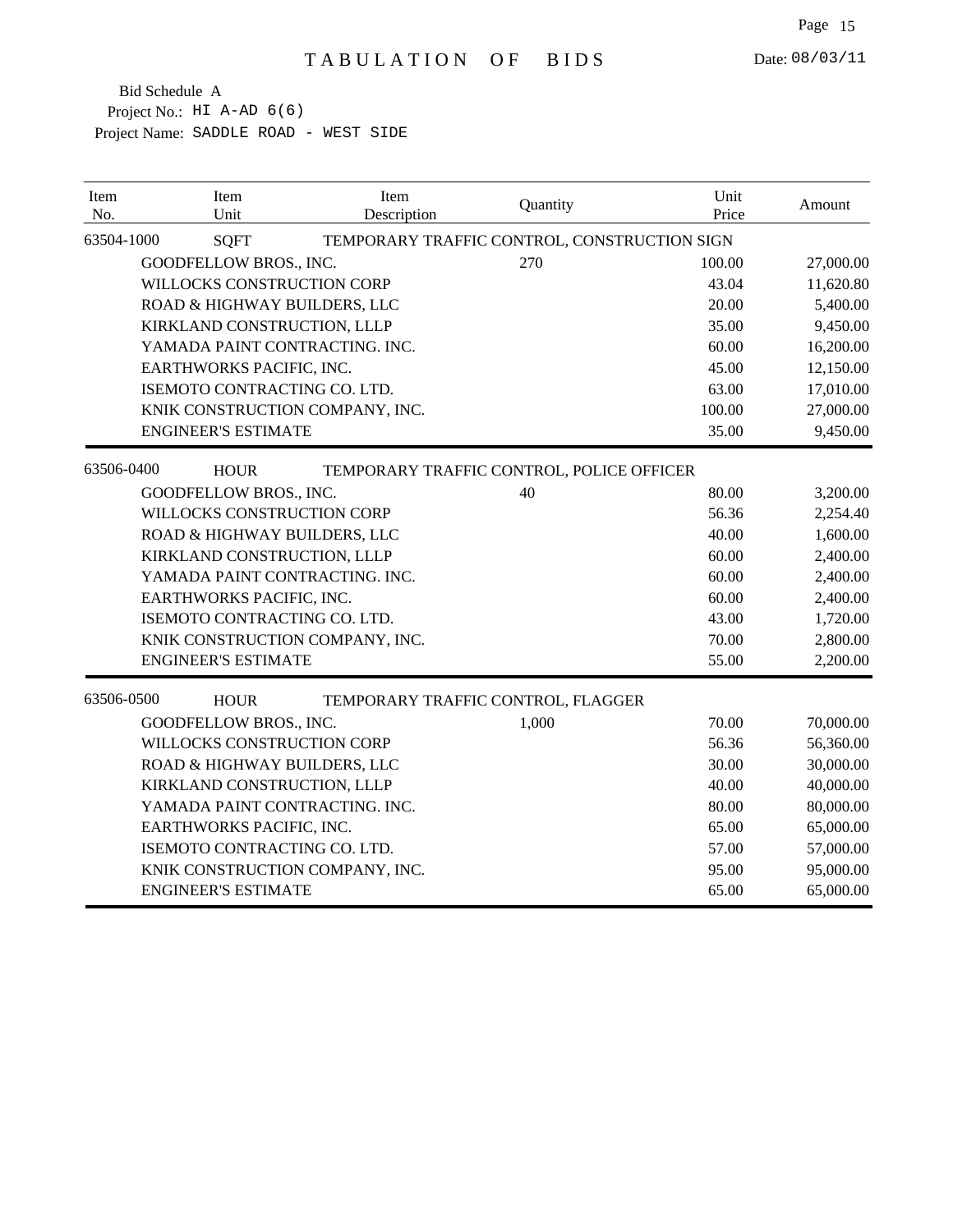# TABULATION OF BIDS

Date: 08/03/11

Bid Schedule A
Project No.: HI A-AD 6(6)
Project Name: SADDLE ROAD - WEST SIDE

| Item No. | Item Unit | Item Description | Quantity | Unit Price | Amount |
|---|---|---|---|---|---|
| 63504-1000 | SQFT | TEMPORARY TRAFFIC CONTROL, CONSTRUCTION SIGN | | | |
| | GOODFELLOW BROS., INC. | | 270 | 100.00 | 27,000.00 |
| | WILLOCKS CONSTRUCTION CORP | | | 43.04 | 11,620.80 |
| | ROAD & HIGHWAY BUILDERS, LLC | | | 20.00 | 5,400.00 |
| | KIRKLAND CONSTRUCTION, LLLP | | | 35.00 | 9,450.00 |
| | YAMADA PAINT CONTRACTING. INC. | | | 60.00 | 16,200.00 |
| | EARTHWORKS PACIFIC, INC. | | | 45.00 | 12,150.00 |
| | ISEMOTO CONTRACTING CO. LTD. | | | 63.00 | 17,010.00 |
| | KNIK CONSTRUCTION COMPANY, INC. | | | 100.00 | 27,000.00 |
| | ENGINEER'S ESTIMATE | | | 35.00 | 9,450.00 |
| 63506-0400 | HOUR | TEMPORARY TRAFFIC CONTROL, POLICE OFFICER | | | |
| | GOODFELLOW BROS., INC. | | 40 | 80.00 | 3,200.00 |
| | WILLOCKS CONSTRUCTION CORP | | | 56.36 | 2,254.40 |
| | ROAD & HIGHWAY BUILDERS, LLC | | | 40.00 | 1,600.00 |
| | KIRKLAND CONSTRUCTION, LLLP | | | 60.00 | 2,400.00 |
| | YAMADA PAINT CONTRACTING. INC. | | | 60.00 | 2,400.00 |
| | EARTHWORKS PACIFIC, INC. | | | 60.00 | 2,400.00 |
| | ISEMOTO CONTRACTING CO. LTD. | | | 43.00 | 1,720.00 |
| | KNIK CONSTRUCTION COMPANY, INC. | | | 70.00 | 2,800.00 |
| | ENGINEER'S ESTIMATE | | | 55.00 | 2,200.00 |
| 63506-0500 | HOUR | TEMPORARY TRAFFIC CONTROL, FLAGGER | | | |
| | GOODFELLOW BROS., INC. | | 1,000 | 70.00 | 70,000.00 |
| | WILLOCKS CONSTRUCTION CORP | | | 56.36 | 56,360.00 |
| | ROAD & HIGHWAY BUILDERS, LLC | | | 30.00 | 30,000.00 |
| | KIRKLAND CONSTRUCTION, LLLP | | | 40.00 | 40,000.00 |
| | YAMADA PAINT CONTRACTING. INC. | | | 80.00 | 80,000.00 |
| | EARTHWORKS PACIFIC, INC. | | | 65.00 | 65,000.00 |
| | ISEMOTO CONTRACTING CO. LTD. | | | 57.00 | 57,000.00 |
| | KNIK CONSTRUCTION COMPANY, INC. | | | 95.00 | 95,000.00 |
| | ENGINEER'S ESTIMATE | | | 65.00 | 65,000.00 |